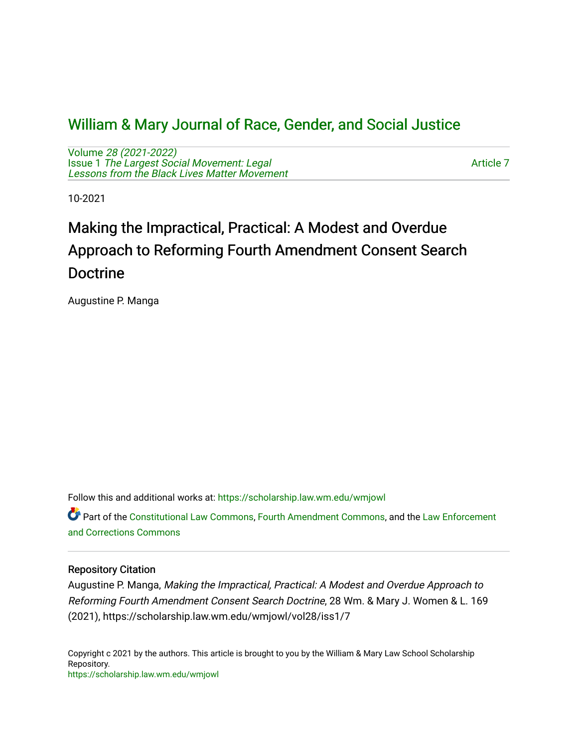# William & Mary Journal of Race, Gender, and Social Justice

Volume *28 (2021-2022)*
Issue 1 *The Largest Social Movement: Legal Lessons from the Black Lives Matter Movement*

Article 7

10-2021

## Making the Impractical, Practical: A Modest and Overdue Approach to Reforming Fourth Amendment Consent Search Doctrine

Augustine P. Manga

Follow this and additional works at: https://scholarship.law.wm.edu/wmjowl

Part of the Constitutional Law Commons, Fourth Amendment Commons, and the Law Enforcement and Corrections Commons

### Repository Citation

Augustine P. Manga, *Making the Impractical, Practical: A Modest and Overdue Approach to Reforming Fourth Amendment Consent Search Doctrine*, 28 Wm. & Mary J. Women & L. 169 (2021), https://scholarship.law.wm.edu/wmjowl/vol28/iss1/7

Copyright c 2021 by the authors. This article is brought to you by the William & Mary Law School Scholarship Repository.
https://scholarship.law.wm.edu/wmjowl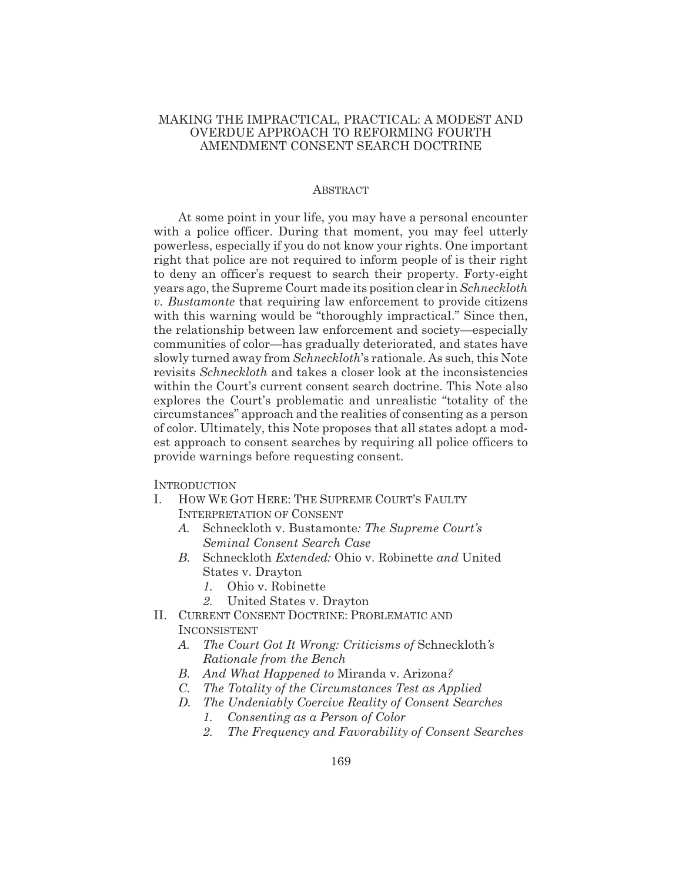# MAKING THE IMPRACTICAL, PRACTICAL: A MODEST AND OVERDUE APPROACH TO REFORMING FOURTH AMENDMENT CONSENT SEARCH DOCTRINE

## ABSTRACT

At some point in your life, you may have a personal encounter with a police officer. During that moment, you may feel utterly powerless, especially if you do not know your rights. One important right that police are not required to inform people of is their right to deny an officer's request to search their property. Forty-eight years ago, the Supreme Court made its position clear in *Schneckloth v. Bustamonte* that requiring law enforcement to provide citizens with this warning would be "thoroughly impractical." Since then, the relationship between law enforcement and society—especially communities of color—has gradually deteriorated, and states have slowly turned away from *Schneckloth*'s rationale. As such, this Note revisits *Schneckloth* and takes a closer look at the inconsistencies within the Court's current consent search doctrine. This Note also explores the Court's problematic and unrealistic "totality of the circumstances" approach and the realities of consenting as a person of color. Ultimately, this Note proposes that all states adopt a modest approach to consent searches by requiring all police officers to provide warnings before requesting consent.

INTRODUCTION

- I. HOW WE GOT HERE: THE SUPREME COURT'S FAULTY INTERPRETATION OF CONSENT
  - *A.* Schneckloth v. Bustamonte*: The Supreme Court's Seminal Consent Search Case*
  - *B.* Schneckloth *Extended:* Ohio v. Robinette *and* United States v. Drayton
    - *1.* Ohio v. Robinette
    - *2.* United States v. Drayton
- II. CURRENT CONSENT DOCTRINE: PROBLEMATIC AND INCONSISTENT
  - *A. The Court Got It Wrong: Criticisms of* Schneckloth*'s Rationale from the Bench*
  - *B. And What Happened to* Miranda v. Arizona*?*
  - *C. The Totality of the Circumstances Test as Applied*
  - *D. The Undeniably Coercive Reality of Consent Searches*
    - *1. Consenting as a Person of Color*
    - *2. The Frequency and Favorability of Consent Searches*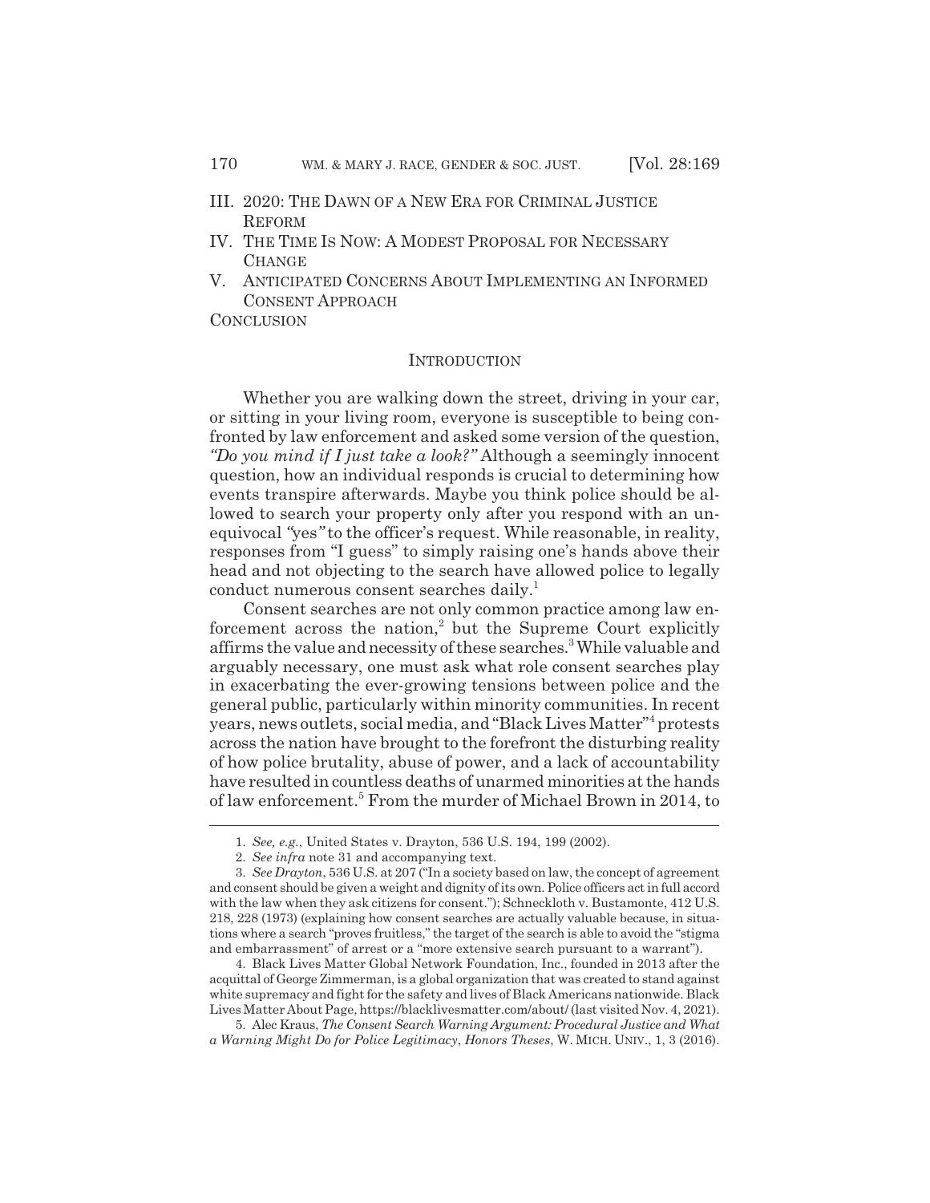III. 2020: THE DAWN OF A NEW ERA FOR CRIMINAL JUSTICE REFORM

IV. THE TIME IS NOW: A MODEST PROPOSAL FOR NECESSARY CHANGE

V. ANTICIPATED CONCERNS ABOUT IMPLEMENTING AN INFORMED CONSENT APPROACH

CONCLUSION

## INTRODUCTION

Whether you are walking down the street, driving in your car, or sitting in your living room, everyone is susceptible to being confronted by law enforcement and asked some version of the question, *"Do you mind if I just take a look?"* Although a seemingly innocent question, how an individual responds is crucial to determining how events transpire afterwards. Maybe you think police should be allowed to search your property only after you respond with an unequivocal *"yes"* to the officer's request. While reasonable, in reality, responses from "I guess" to simply raising one's hands above their head and not objecting to the search have allowed police to legally conduct numerous consent searches daily.[1]

Consent searches are not only common practice among law enforcement across the nation,[2] but the Supreme Court explicitly affirms the value and necessity of these searches.[3] While valuable and arguably necessary, one must ask what role consent searches play in exacerbating the ever-growing tensions between police and the general public, particularly within minority communities. In recent years, news outlets, social media, and "Black Lives Matter"[4] protests across the nation have brought to the forefront the disturbing reality of how police brutality, abuse of power, and a lack of accountability have resulted in countless deaths of unarmed minorities at the hands of law enforcement.[5] From the murder of Michael Brown in 2014, to

---

1. *See, e.g.*, United States v. Drayton, 536 U.S. 194, 199 (2002).

2. *See infra* note 31 and accompanying text.

3. *See Drayton*, 536 U.S. at 207 ("In a society based on law, the concept of agreement and consent should be given a weight and dignity of its own. Police officers act in full accord with the law when they ask citizens for consent."); Schneckloth v. Bustamonte, 412 U.S. 218, 228 (1973) (explaining how consent searches are actually valuable because, in situations where a search "proves fruitless," the target of the search is able to avoid the "stigma and embarrassment" of arrest or a "more extensive search pursuant to a warrant").

4. Black Lives Matter Global Network Foundation, Inc., founded in 2013 after the acquittal of George Zimmerman, is a global organization that was created to stand against white supremacy and fight for the safety and lives of Black Americans nationwide. Black Lives Matter About Page, https://blacklivesmatter.com/about/ (last visited Nov. 4, 2021).

5. Alec Kraus, *The Consent Search Warning Argument: Procedural Justice and What a Warning Might Do for Police Legitimacy*, *Honors Theses*, W. MICH. UNIV., 1, 3 (2016).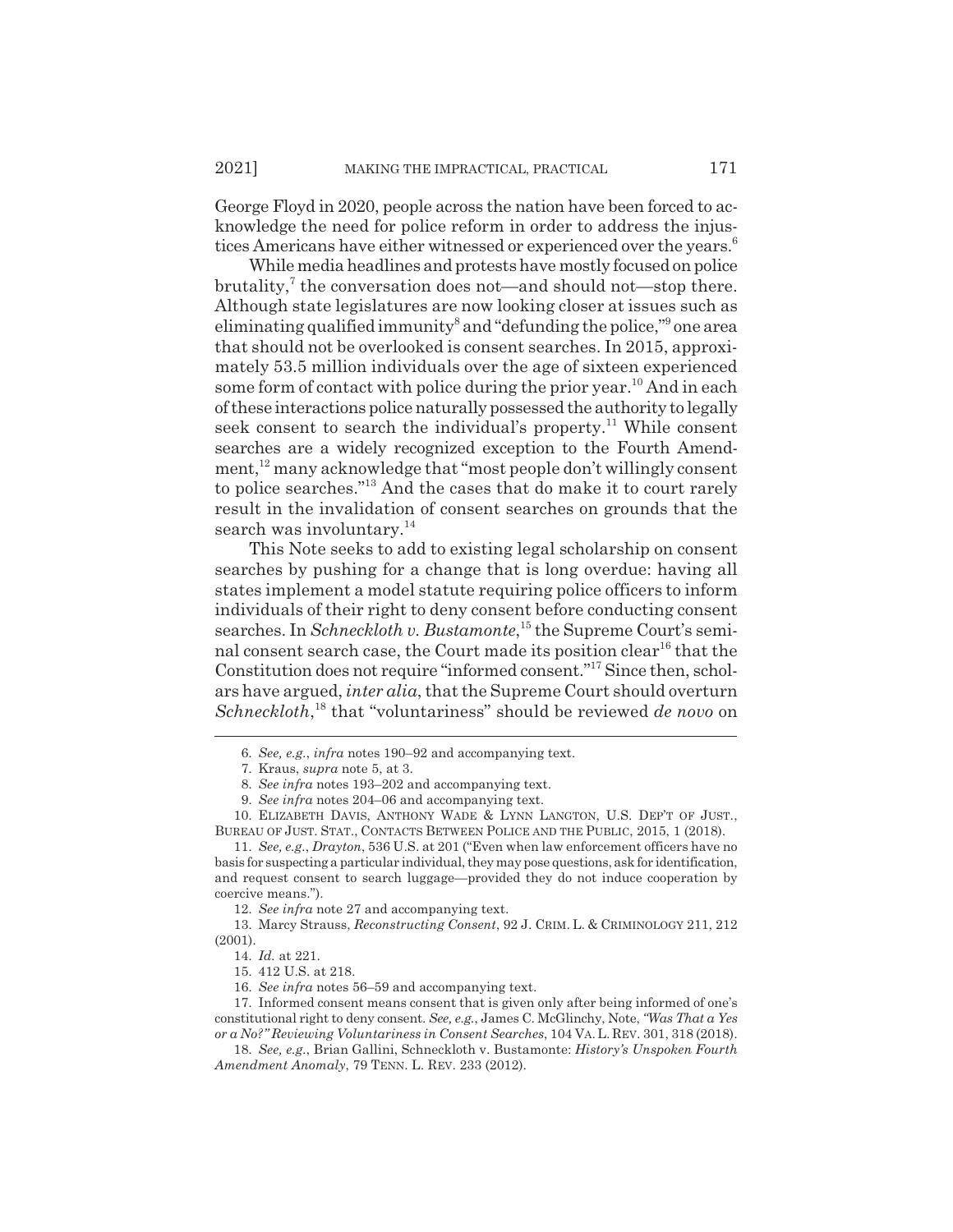George Floyd in 2020, people across the nation have been forced to acknowledge the need for police reform in order to address the injustices Americans have either witnessed or experienced over the years.[6]

While media headlines and protests have mostly focused on police brutality,[7] the conversation does not—and should not—stop there. Although state legislatures are now looking closer at issues such as eliminating qualified immunity[8] and "defunding the police,"[9] one area that should not be overlooked is consent searches. In 2015, approximately 53.5 million individuals over the age of sixteen experienced some form of contact with police during the prior year.[10] And in each of these interactions police naturally possessed the authority to legally seek consent to search the individual's property.[11] While consent searches are a widely recognized exception to the Fourth Amendment,[12] many acknowledge that "most people don't willingly consent to police searches."[13] And the cases that do make it to court rarely result in the invalidation of consent searches on grounds that the search was involuntary.[14]

This Note seeks to add to existing legal scholarship on consent searches by pushing for a change that is long overdue: having all states implement a model statute requiring police officers to inform individuals of their right to deny consent before conducting consent searches. In *Schneckloth v. Bustamonte*,[15] the Supreme Court's seminal consent search case, the Court made its position clear[16] that the Constitution does not require "informed consent."[17] Since then, scholars have argued, *inter alia*, that the Supreme Court should overturn *Schneckloth*,[18] that "voluntariness" should be reviewed *de novo* on

---

6. *See, e.g.*, *infra* notes 190–92 and accompanying text.

7. Kraus, *supra* note 5, at 3.

8. *See infra* notes 193–202 and accompanying text.

9. *See infra* notes 204–06 and accompanying text.

10. ELIZABETH DAVIS, ANTHONY WADE & LYNN LANGTON, U.S. DEP'T OF JUST., BUREAU OF JUST. STAT., CONTACTS BETWEEN POLICE AND THE PUBLIC, 2015, 1 (2018).

11. *See, e.g.*, *Drayton*, 536 U.S. at 201 ("Even when law enforcement officers have no basis for suspecting a particular individual, they may pose questions, ask for identification, and request consent to search luggage—provided they do not induce cooperation by coercive means.").

12. *See infra* note 27 and accompanying text.

13. Marcy Strauss, *Reconstructing Consent*, 92 J. CRIM. L. & CRIMINOLOGY 211, 212 (2001).

14. *Id.* at 221.

15. 412 U.S. at 218.

16. *See infra* notes 56–59 and accompanying text.

17. Informed consent means consent that is given only after being informed of one's constitutional right to deny consent. *See, e.g.*, James C. McGlinchy, Note, *"Was That a Yes or a No?" Reviewing Voluntariness in Consent Searches*, 104 VA. L. REV. 301, 318 (2018).

18. *See, e.g.*, Brian Gallini, Schneckloth v. Bustamonte: *History's Unspoken Fourth Amendment Anomaly*, 79 TENN. L. REV. 233 (2012).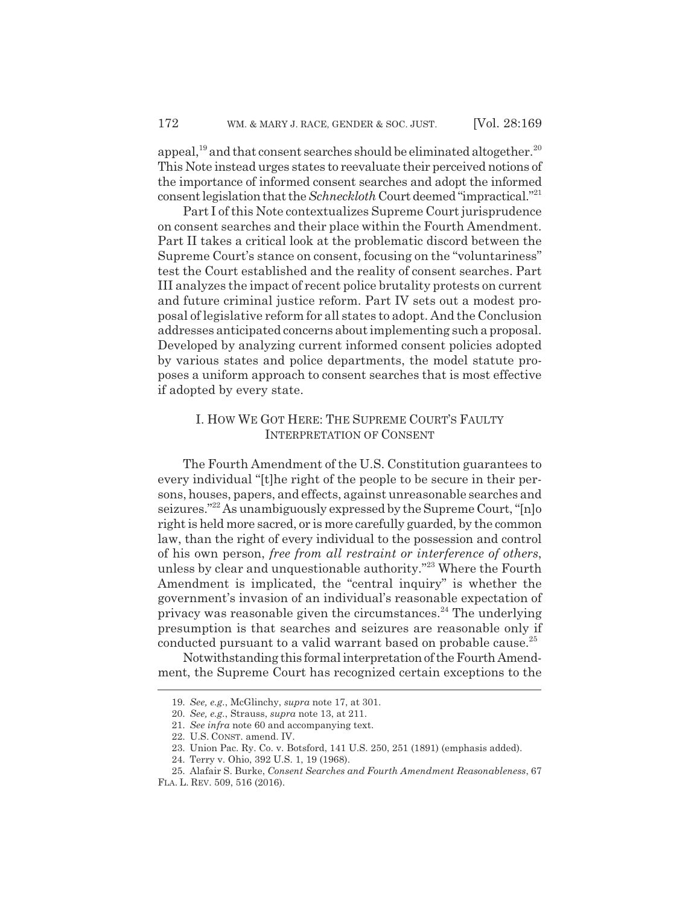appeal,[19] and that consent searches should be eliminated altogether.[20] This Note instead urges states to reevaluate their perceived notions of the importance of informed consent searches and adopt the informed consent legislation that the *Schneckloth* Court deemed "impractical."[21]

Part I of this Note contextualizes Supreme Court jurisprudence on consent searches and their place within the Fourth Amendment. Part II takes a critical look at the problematic discord between the Supreme Court's stance on consent, focusing on the "voluntariness" test the Court established and the reality of consent searches. Part III analyzes the impact of recent police brutality protests on current and future criminal justice reform. Part IV sets out a modest proposal of legislative reform for all states to adopt. And the Conclusion addresses anticipated concerns about implementing such a proposal. Developed by analyzing current informed consent policies adopted by various states and police departments, the model statute proposes a uniform approach to consent searches that is most effective if adopted by every state.

## I. HOW WE GOT HERE: THE SUPREME COURT'S FAULTY INTERPRETATION OF CONSENT

The Fourth Amendment of the U.S. Constitution guarantees to every individual "[t]he right of the people to be secure in their persons, houses, papers, and effects, against unreasonable searches and seizures."[22] As unambiguously expressed by the Supreme Court, "[n]o right is held more sacred, or is more carefully guarded, by the common law, than the right of every individual to the possession and control of his own person, *free from all restraint or interference of others*, unless by clear and unquestionable authority."[23] Where the Fourth Amendment is implicated, the "central inquiry" is whether the government's invasion of an individual's reasonable expectation of privacy was reasonable given the circumstances.[24] The underlying presumption is that searches and seizures are reasonable only if conducted pursuant to a valid warrant based on probable cause.[25]

Notwithstanding this formal interpretation of the Fourth Amendment, the Supreme Court has recognized certain exceptions to the

---

19. *See, e.g.*, McGlinchy, *supra* note 17, at 301.

20. *See, e.g.*, Strauss, *supra* note 13, at 211.

21. *See infra* note 60 and accompanying text.

22. U.S. CONST. amend. IV.

23. Union Pac. Ry. Co. v. Botsford, 141 U.S. 250, 251 (1891) (emphasis added).

24. Terry v. Ohio, 392 U.S. 1, 19 (1968).

25. Alafair S. Burke, *Consent Searches and Fourth Amendment Reasonableness*, 67 FLA. L. REV. 509, 516 (2016).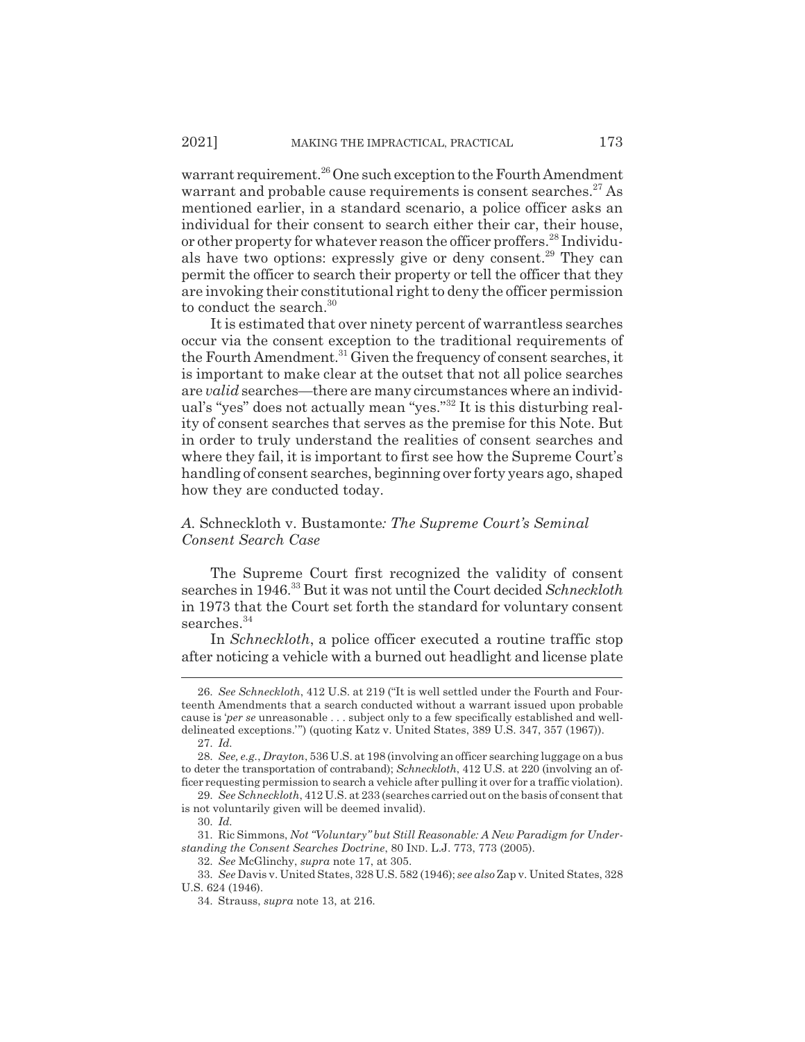warrant requirement.[26] One such exception to the Fourth Amendment warrant and probable cause requirements is consent searches.[27] As mentioned earlier, in a standard scenario, a police officer asks an individual for their consent to search either their car, their house, or other property for whatever reason the officer proffers.[28] Individuals have two options: expressly give or deny consent.[29] They can permit the officer to search their property or tell the officer that they are invoking their constitutional right to deny the officer permission to conduct the search.[30]

It is estimated that over ninety percent of warrantless searches occur via the consent exception to the traditional requirements of the Fourth Amendment.[31] Given the frequency of consent searches, it is important to make clear at the outset that not all police searches are *valid* searches—there are many circumstances where an individual's "yes" does not actually mean "yes."[32] It is this disturbing reality of consent searches that serves as the premise for this Note. But in order to truly understand the realities of consent searches and where they fail, it is important to first see how the Supreme Court's handling of consent searches, beginning over forty years ago, shaped how they are conducted today.

### *A.* Schneckloth v. Bustamonte*: The Supreme Court's Seminal Consent Search Case*

The Supreme Court first recognized the validity of consent searches in 1946.[33] But it was not until the Court decided *Schneckloth* in 1973 that the Court set forth the standard for voluntary consent searches.[34]

In *Schneckloth*, a police officer executed a routine traffic stop after noticing a vehicle with a burned out headlight and license plate

---

26. *See Schneckloth*, 412 U.S. at 219 ("It is well settled under the Fourth and Fourteenth Amendments that a search conducted without a warrant issued upon probable cause is '*per se* unreasonable . . . subject only to a few specifically established and well-delineated exceptions.'") (quoting Katz v. United States, 389 U.S. 347, 357 (1967)).

27. *Id.*

28. *See, e.g.*, *Drayton*, 536 U.S. at 198 (involving an officer searching luggage on a bus to deter the transportation of contraband); *Schneckloth*, 412 U.S. at 220 (involving an officer requesting permission to search a vehicle after pulling it over for a traffic violation).

29. *See Schneckloth*, 412 U.S. at 233 (searches carried out on the basis of consent that is not voluntarily given will be deemed invalid).

30. *Id.*

31. Ric Simmons, *Not "Voluntary" but Still Reasonable: A New Paradigm for Understanding the Consent Searches Doctrine*, 80 IND. L.J. 773, 773 (2005).

32. *See* McGlinchy, *supra* note 17, at 305.

33. *See* Davis v. United States, 328 U.S. 582 (1946); *see also* Zap v. United States, 328 U.S. 624 (1946).

34. Strauss, *supra* note 13, at 216.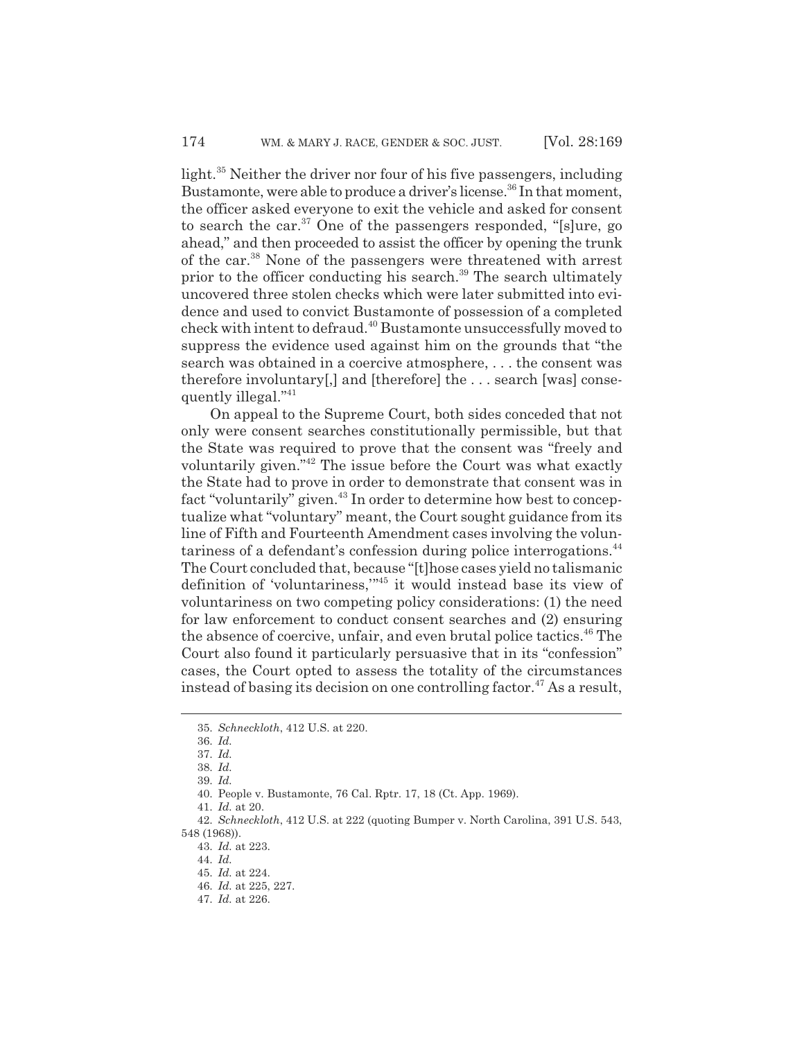light.[35] Neither the driver nor four of his five passengers, including Bustamonte, were able to produce a driver's license.[36] In that moment, the officer asked everyone to exit the vehicle and asked for consent to search the car.[37] One of the passengers responded, "[s]ure, go ahead," and then proceeded to assist the officer by opening the trunk of the car.[38] None of the passengers were threatened with arrest prior to the officer conducting his search.[39] The search ultimately uncovered three stolen checks which were later submitted into evidence and used to convict Bustamonte of possession of a completed check with intent to defraud.[40] Bustamonte unsuccessfully moved to suppress the evidence used against him on the grounds that "the search was obtained in a coercive atmosphere, . . . the consent was therefore involuntary[,] and [therefore] the . . . search [was] consequently illegal."[41]

On appeal to the Supreme Court, both sides conceded that not only were consent searches constitutionally permissible, but that the State was required to prove that the consent was "freely and voluntarily given."[42] The issue before the Court was what exactly the State had to prove in order to demonstrate that consent was in fact "voluntarily" given.[43] In order to determine how best to conceptualize what "voluntary" meant, the Court sought guidance from its line of Fifth and Fourteenth Amendment cases involving the voluntariness of a defendant's confession during police interrogations.[44] The Court concluded that, because "[t]hose cases yield no talismanic definition of 'voluntariness,'"[45] it would instead base its view of voluntariness on two competing policy considerations: (1) the need for law enforcement to conduct consent searches and (2) ensuring the absence of coercive, unfair, and even brutal police tactics.[46] The Court also found it particularly persuasive that in its "confession" cases, the Court opted to assess the totality of the circumstances instead of basing its decision on one controlling factor.[47] As a result,

35. *Schneckloth*, 412 U.S. at 220.

36. *Id.*

37. *Id.*

38. *Id.*

39. *Id.*

40. People v. Bustamonte, 76 Cal. Rptr. 17, 18 (Ct. App. 1969).

41. *Id.* at 20.

42. *Schneckloth*, 412 U.S. at 222 (quoting Bumper v. North Carolina, 391 U.S. 543, 548 (1968)).

43. *Id.* at 223.

44. *Id.*

45. *Id.* at 224.

46. *Id.* at 225, 227.

47. *Id.* at 226.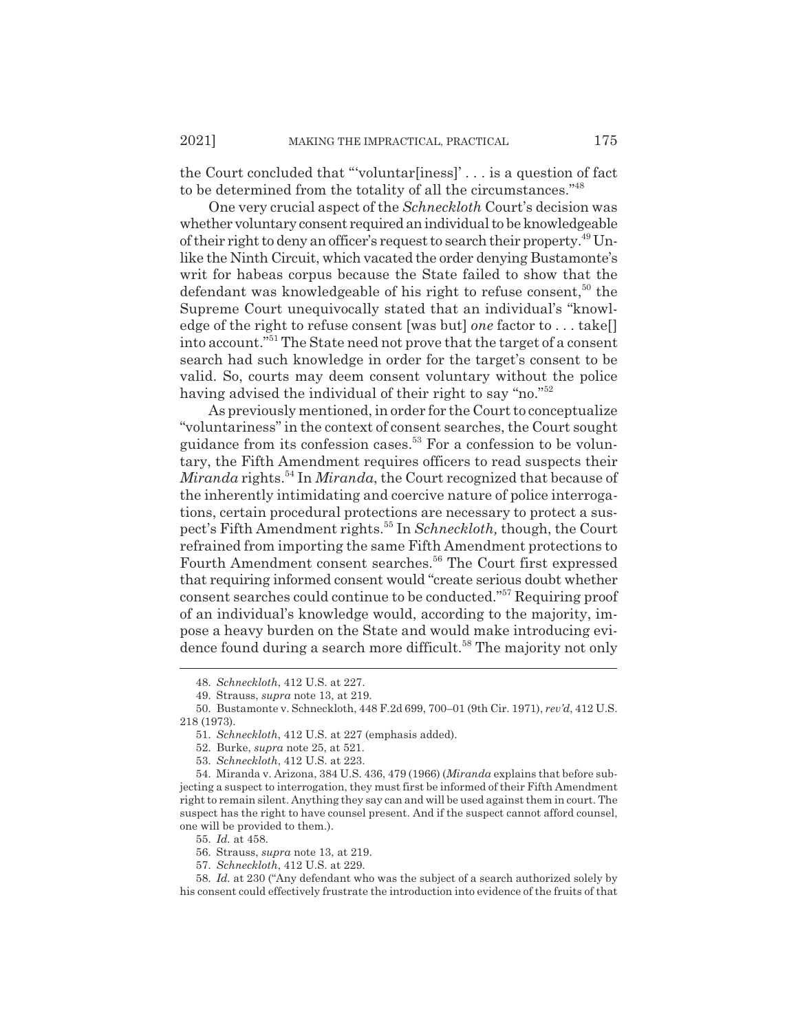the Court concluded that "'voluntar[iness]' . . . is a question of fact to be determined from the totality of all the circumstances."[48]

One very crucial aspect of the *Schneckloth* Court's decision was whether voluntary consent required an individual to be knowledgeable of their right to deny an officer's request to search their property.[49] Unlike the Ninth Circuit, which vacated the order denying Bustamonte's writ for habeas corpus because the State failed to show that the defendant was knowledgeable of his right to refuse consent,[50] the Supreme Court unequivocally stated that an individual's "knowledge of the right to refuse consent [was but] *one* factor to . . . take[] into account."[51] The State need not prove that the target of a consent search had such knowledge in order for the target's consent to be valid. So, courts may deem consent voluntary without the police having advised the individual of their right to say "no."[52]

As previously mentioned, in order for the Court to conceptualize "voluntariness" in the context of consent searches, the Court sought guidance from its confession cases.[53] For a confession to be voluntary, the Fifth Amendment requires officers to read suspects their *Miranda* rights.[54] In *Miranda*, the Court recognized that because of the inherently intimidating and coercive nature of police interrogations, certain procedural protections are necessary to protect a suspect's Fifth Amendment rights.[55] In *Schneckloth,* though, the Court refrained from importing the same Fifth Amendment protections to Fourth Amendment consent searches.[56] The Court first expressed that requiring informed consent would "create serious doubt whether consent searches could continue to be conducted."[57] Requiring proof of an individual's knowledge would, according to the majority, impose a heavy burden on the State and would make introducing evidence found during a search more difficult.[58] The majority not only

---

48. *Schneckloth*, 412 U.S. at 227.

49. Strauss, *supra* note 13, at 219.

50. Bustamonte v. Schneckloth, 448 F.2d 699, 700–01 (9th Cir. 1971), *rev'd*, 412 U.S. 218 (1973).

51. *Schneckloth*, 412 U.S. at 227 (emphasis added).

52. Burke, *supra* note 25, at 521.

53. *Schneckloth*, 412 U.S. at 223.

54. Miranda v. Arizona, 384 U.S. 436, 479 (1966) (*Miranda* explains that before subjecting a suspect to interrogation, they must first be informed of their Fifth Amendment right to remain silent. Anything they say can and will be used against them in court. The suspect has the right to have counsel present. And if the suspect cannot afford counsel, one will be provided to them.).

55. *Id.* at 458.

56. Strauss, *supra* note 13, at 219.

57. *Schneckloth*, 412 U.S. at 229.

58. *Id.* at 230 ("Any defendant who was the subject of a search authorized solely by his consent could effectively frustrate the introduction into evidence of the fruits of that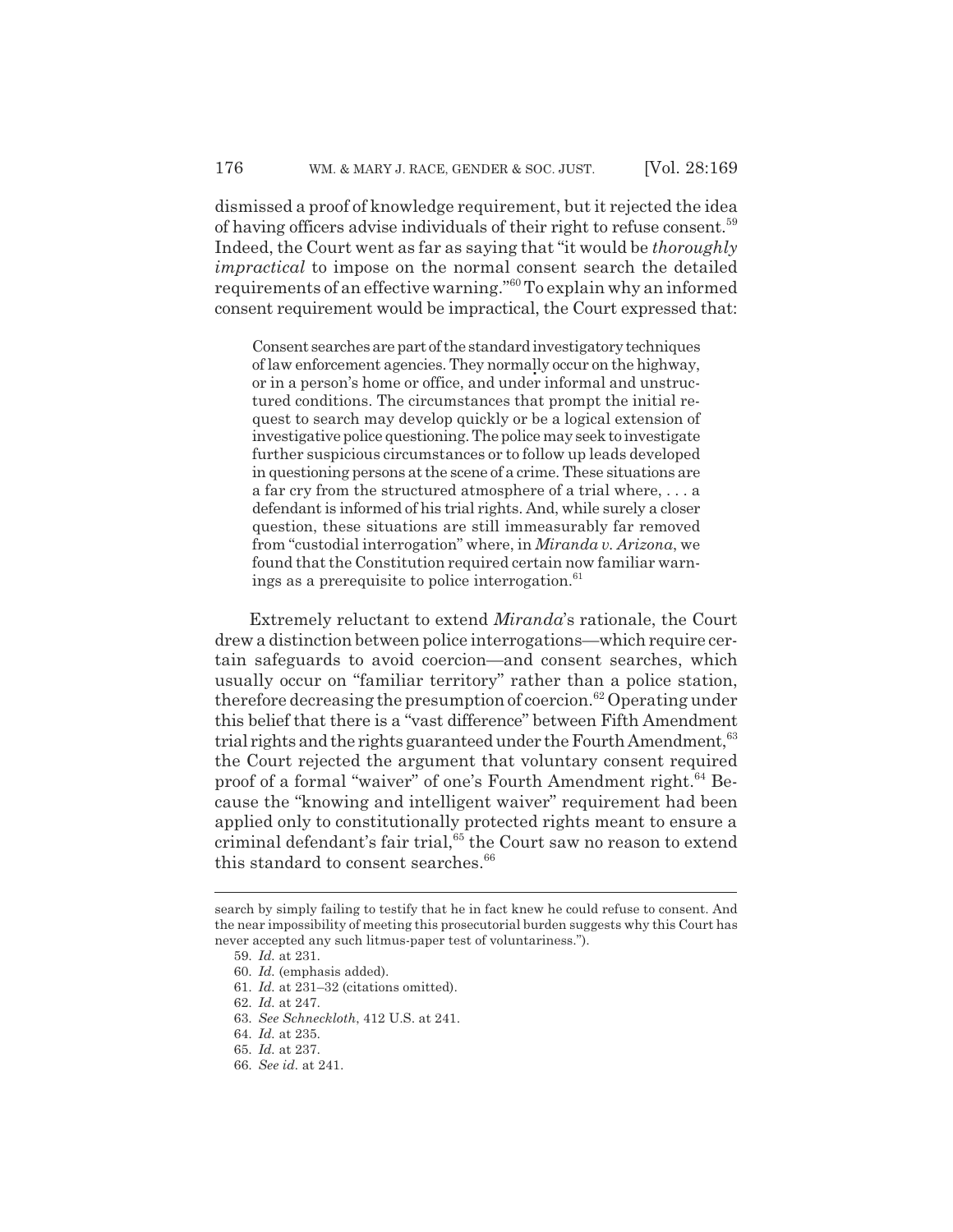dismissed a proof of knowledge requirement, but it rejected the idea of having officers advise individuals of their right to refuse consent.[59] Indeed, the Court went as far as saying that "it would be *thoroughly impractical* to impose on the normal consent search the detailed requirements of an effective warning."[60] To explain why an informed consent requirement would be impractical, the Court expressed that:

> Consent searches are part of the standard investigatory techniques of law enforcement agencies. They normally occur on the highway, or in a person's home or office, and under informal and unstructured conditions. The circumstances that prompt the initial request to search may develop quickly or be a logical extension of investigative police questioning. The police may seek to investigate further suspicious circumstances or to follow up leads developed in questioning persons at the scene of a crime. These situations are a far cry from the structured atmosphere of a trial where, . . . a defendant is informed of his trial rights. And, while surely a closer question, these situations are still immeasurably far removed from "custodial interrogation" where, in *Miranda v. Arizona*, we found that the Constitution required certain now familiar warnings as a prerequisite to police interrogation.[61]

Extremely reluctant to extend *Miranda*'s rationale, the Court drew a distinction between police interrogations—which require certain safeguards to avoid coercion—and consent searches, which usually occur on "familiar territory" rather than a police station, therefore decreasing the presumption of coercion.[62] Operating under this belief that there is a "vast difference" between Fifth Amendment trial rights and the rights guaranteed under the Fourth Amendment,[63] the Court rejected the argument that voluntary consent required proof of a formal "waiver" of one's Fourth Amendment right.[64] Because the "knowing and intelligent waiver" requirement had been applied only to constitutionally protected rights meant to ensure a criminal defendant's fair trial,[65] the Court saw no reason to extend this standard to consent searches.[66]

---

search by simply failing to testify that he in fact knew he could refuse to consent. And the near impossibility of meeting this prosecutorial burden suggests why this Court has never accepted any such litmus-paper test of voluntariness.").

59. *Id.* at 231.

60. *Id.* (emphasis added).

61. *Id.* at 231–32 (citations omitted).

62. *Id.* at 247.

63. *See Schneckloth*, 412 U.S. at 241.

64. *Id.* at 235.

65. *Id.* at 237.

66. *See id.* at 241.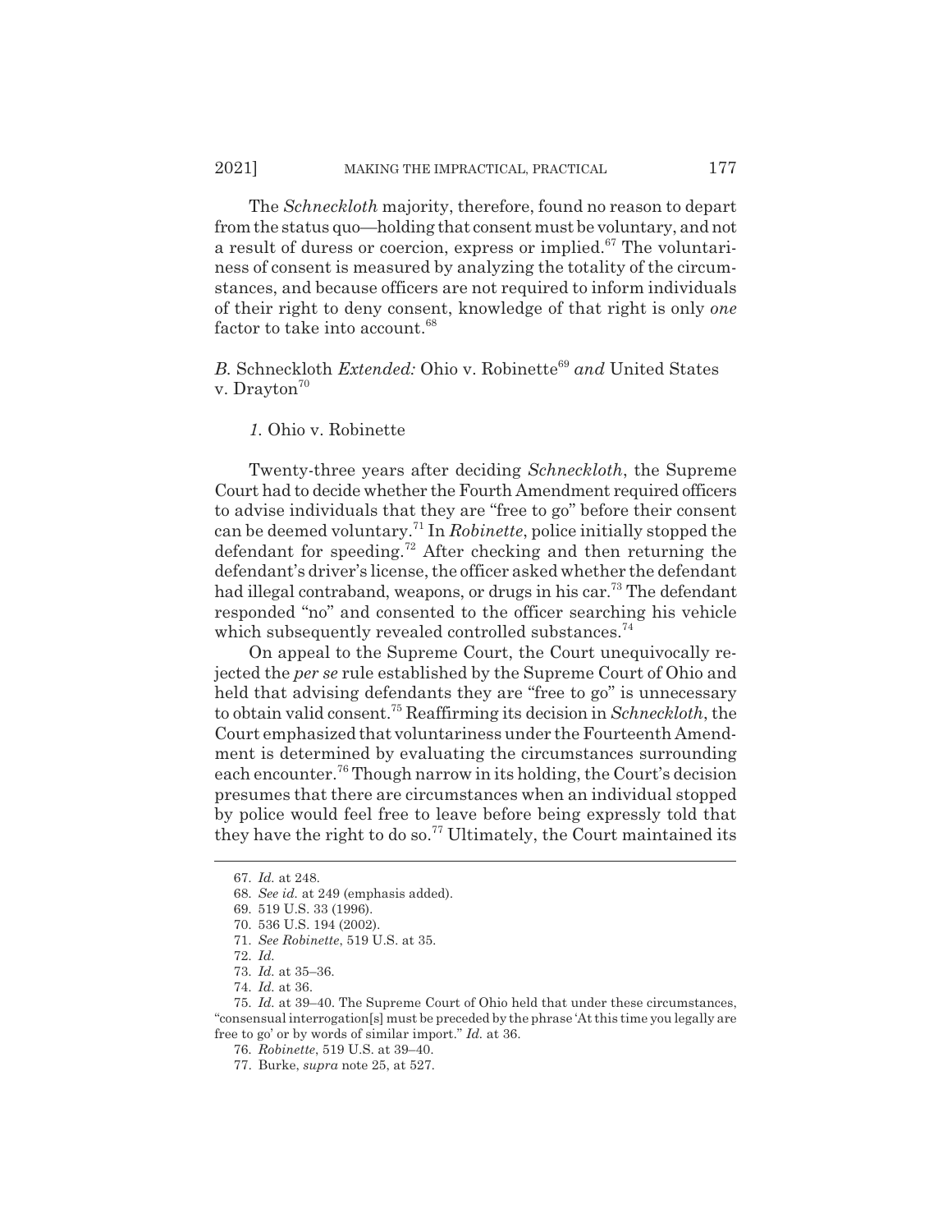The *Schneckloth* majority, therefore, found no reason to depart from the status quo—holding that consent must be voluntary, and not a result of duress or coercion, express or implied.[67] The voluntariness of consent is measured by analyzing the totality of the circumstances, and because officers are not required to inform individuals of their right to deny consent, knowledge of that right is only *one* factor to take into account.[68]

### *B.* Schneckloth *Extended:* Ohio v. Robinette[69] *and* United States v. Drayton[70]

#### *1.* Ohio v. Robinette

Twenty-three years after deciding *Schneckloth*, the Supreme Court had to decide whether the Fourth Amendment required officers to advise individuals that they are "free to go" before their consent can be deemed voluntary.[71] In *Robinette*, police initially stopped the defendant for speeding.[72] After checking and then returning the defendant's driver's license, the officer asked whether the defendant had illegal contraband, weapons, or drugs in his car.[73] The defendant responded "no" and consented to the officer searching his vehicle which subsequently revealed controlled substances.[74]

On appeal to the Supreme Court, the Court unequivocally rejected the *per se* rule established by the Supreme Court of Ohio and held that advising defendants they are "free to go" is unnecessary to obtain valid consent.[75] Reaffirming its decision in *Schneckloth*, the Court emphasized that voluntariness under the Fourteenth Amendment is determined by evaluating the circumstances surrounding each encounter.[76] Though narrow in its holding, the Court's decision presumes that there are circumstances when an individual stopped by police would feel free to leave before being expressly told that they have the right to do so.[77] Ultimately, the Court maintained its

---

67. *Id.* at 248.

68. *See id.* at 249 (emphasis added).

69. 519 U.S. 33 (1996).

70. 536 U.S. 194 (2002).

71. *See Robinette*, 519 U.S. at 35.

72. *Id.*

73. *Id.* at 35–36.

74. *Id.* at 36.

75. *Id.* at 39–40. The Supreme Court of Ohio held that under these circumstances, "consensual interrogation[s] must be preceded by the phrase 'At this time you legally are free to go' or by words of similar import." *Id.* at 36.

76. *Robinette*, 519 U.S. at 39–40.

77. Burke, *supra* note 25, at 527.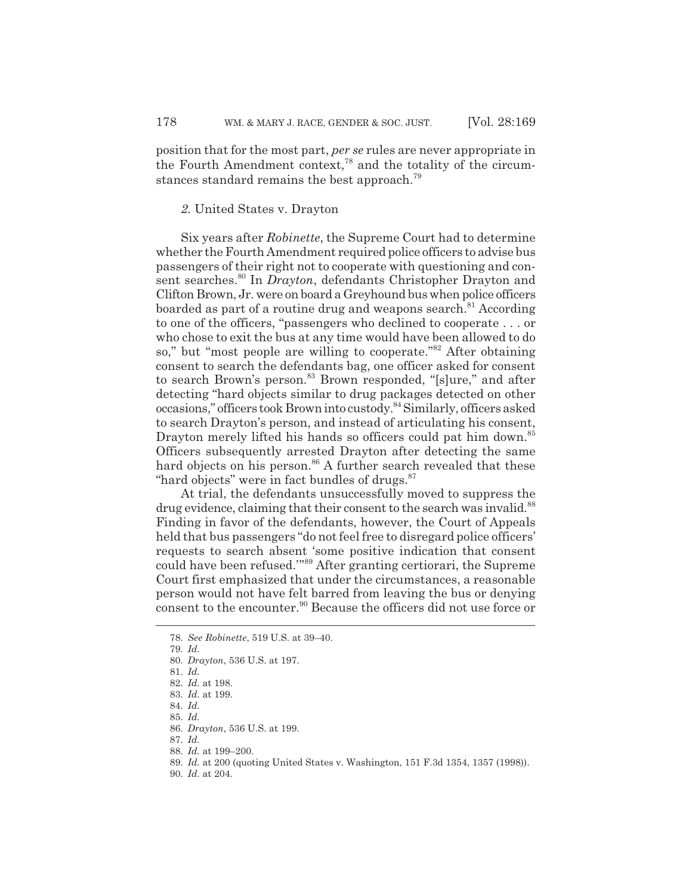position that for the most part, *per se* rules are never appropriate in the Fourth Amendment context,[78] and the totality of the circumstances standard remains the best approach.[79]

### *2.* United States v. Drayton

Six years after *Robinette*, the Supreme Court had to determine whether the Fourth Amendment required police officers to advise bus passengers of their right not to cooperate with questioning and consent searches.[80] In *Drayton*, defendants Christopher Drayton and Clifton Brown, Jr. were on board a Greyhound bus when police officers boarded as part of a routine drug and weapons search.[81] According to one of the officers, "passengers who declined to cooperate . . . or who chose to exit the bus at any time would have been allowed to do so," but "most people are willing to cooperate."[82] After obtaining consent to search the defendants bag, one officer asked for consent to search Brown's person.[83] Brown responded, "[s]ure," and after detecting "hard objects similar to drug packages detected on other occasions," officers took Brown into custody.[84] Similarly, officers asked to search Drayton's person, and instead of articulating his consent, Drayton merely lifted his hands so officers could pat him down.[85] Officers subsequently arrested Drayton after detecting the same hard objects on his person.[86] A further search revealed that these "hard objects" were in fact bundles of drugs.[87]

At trial, the defendants unsuccessfully moved to suppress the drug evidence, claiming that their consent to the search was invalid.[88] Finding in favor of the defendants, however, the Court of Appeals held that bus passengers "do not feel free to disregard police officers' requests to search absent 'some positive indication that consent could have been refused.'"[89] After granting certiorari, the Supreme Court first emphasized that under the circumstances, a reasonable person would not have felt barred from leaving the bus or denying consent to the encounter.[90] Because the officers did not use force or

---

78. *See Robinette*, 519 U.S. at 39–40.

79. *Id.*

80. *Drayton*, 536 U.S. at 197.

81. *Id.*

82. *Id.* at 198.

83. *Id.* at 199.

84. *Id.*

85. *Id.*

86. *Drayton*, 536 U.S. at 199.

87. *Id.*

88. *Id.* at 199–200.

89. *Id.* at 200 (quoting United States v. Washington, 151 F.3d 1354, 1357 (1998)).

90. *Id.* at 204.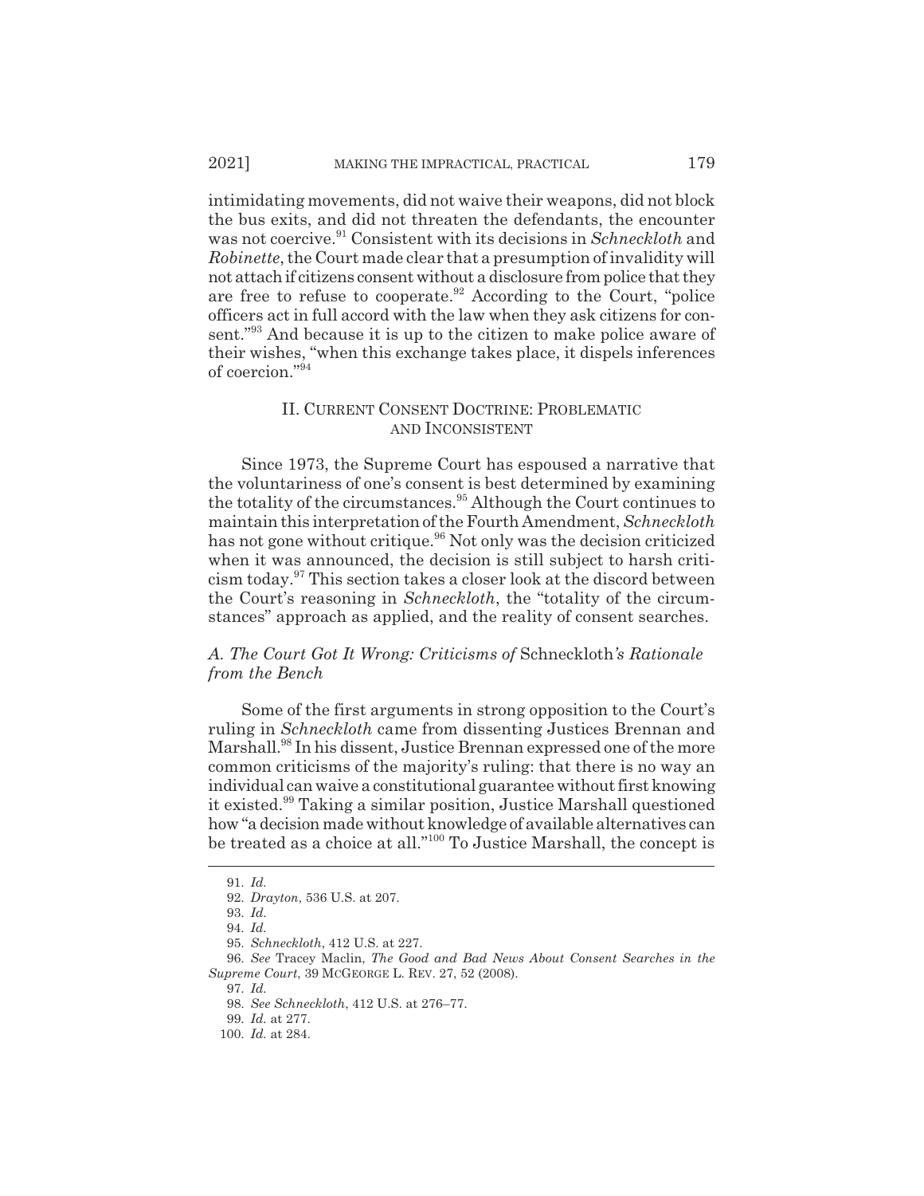intimidating movements, did not waive their weapons, did not block the bus exits, and did not threaten the defendants, the encounter was not coercive.[91] Consistent with its decisions in *Schneckloth* and *Robinette*, the Court made clear that a presumption of invalidity will not attach if citizens consent without a disclosure from police that they are free to refuse to cooperate.[92] According to the Court, "police officers act in full accord with the law when they ask citizens for consent."[93] And because it is up to the citizen to make police aware of their wishes, "when this exchange takes place, it dispels inferences of coercion."[94]

## II. CURRENT CONSENT DOCTRINE: PROBLEMATIC AND INCONSISTENT

Since 1973, the Supreme Court has espoused a narrative that the voluntariness of one's consent is best determined by examining the totality of the circumstances.[95] Although the Court continues to maintain this interpretation of the Fourth Amendment, *Schneckloth* has not gone without critique.[96] Not only was the decision criticized when it was announced, the decision is still subject to harsh criticism today.[97] This section takes a closer look at the discord between the Court's reasoning in *Schneckloth*, the "totality of the circumstances" approach as applied, and the reality of consent searches.

### *A. The Court Got It Wrong: Criticisms of* Schneckloth*'s Rationale from the Bench*

Some of the first arguments in strong opposition to the Court's ruling in *Schneckloth* came from dissenting Justices Brennan and Marshall.[98] In his dissent, Justice Brennan expressed one of the more common criticisms of the majority's ruling: that there is no way an individual can waive a constitutional guarantee without first knowing it existed.[99] Taking a similar position, Justice Marshall questioned how "a decision made without knowledge of available alternatives can be treated as a choice at all."[100] To Justice Marshall, the concept is

---

91. *Id.*

92. *Drayton*, 536 U.S. at 207.

93. *Id.*

94. *Id.*

95. *Schneckloth*, 412 U.S. at 227.

96. *See* Tracey Maclin, *The Good and Bad News About Consent Searches in the Supreme Court*, 39 MCGEORGE L. REV. 27, 52 (2008).

97. *Id.*

98. *See Schneckloth*, 412 U.S. at 276–77.

99. *Id.* at 277.

100. *Id.* at 284.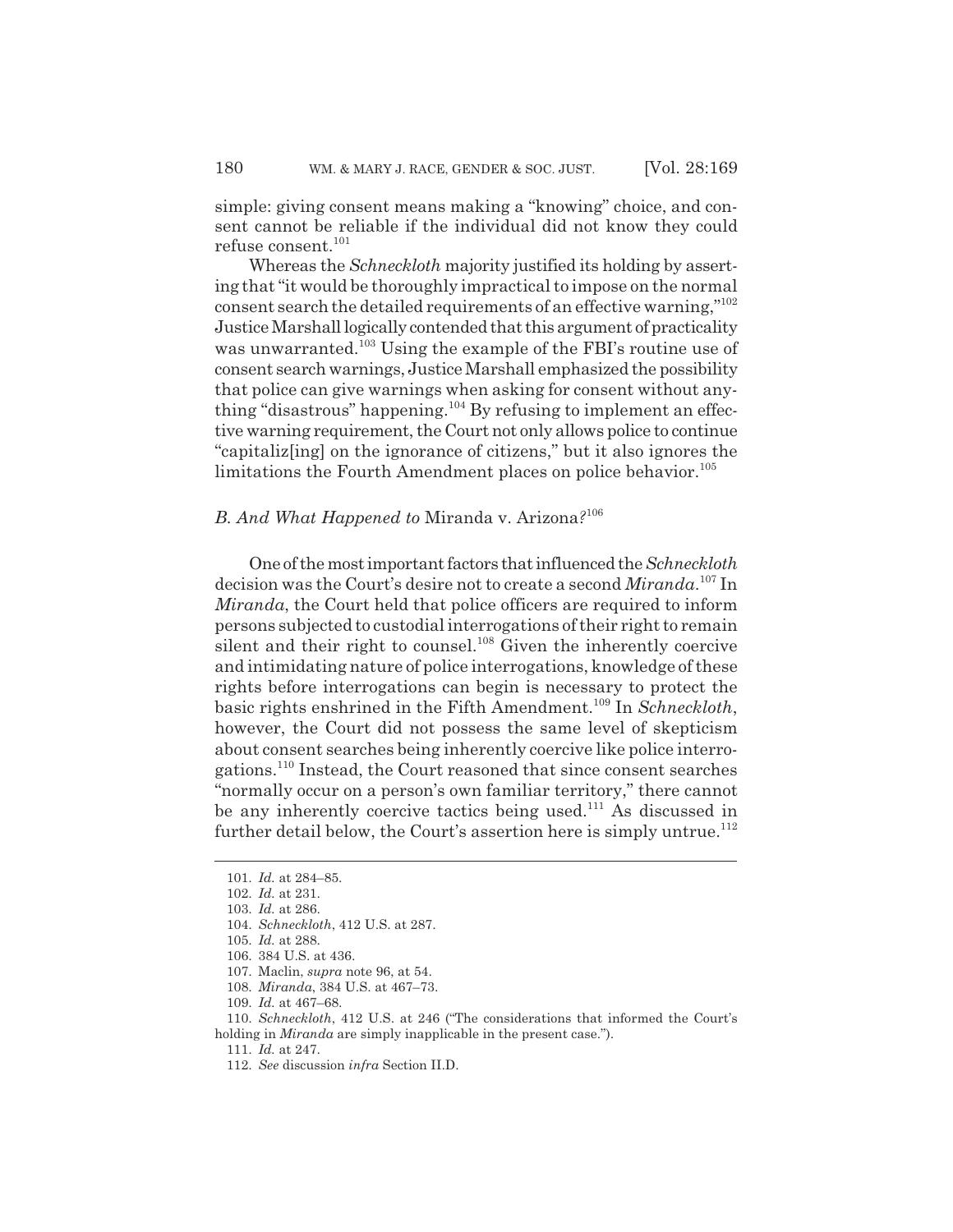simple: giving consent means making a "knowing" choice, and consent cannot be reliable if the individual did not know they could refuse consent.[101]

Whereas the *Schneckloth* majority justified its holding by asserting that "it would be thoroughly impractical to impose on the normal consent search the detailed requirements of an effective warning,"[102] Justice Marshall logically contended that this argument of practicality was unwarranted.[103] Using the example of the FBI's routine use of consent search warnings, Justice Marshall emphasized the possibility that police can give warnings when asking for consent without anything "disastrous" happening.[104] By refusing to implement an effective warning requirement, the Court not only allows police to continue "capitaliz[ing] on the ignorance of citizens," but it also ignores the limitations the Fourth Amendment places on police behavior.[105]

### *B. And What Happened to* Miranda v. Arizona*?*[106]

One of the most important factors that influenced the *Schneckloth* decision was the Court's desire not to create a second *Miranda*.[107] In *Miranda*, the Court held that police officers are required to inform persons subjected to custodial interrogations of their right to remain silent and their right to counsel.[108] Given the inherently coercive and intimidating nature of police interrogations, knowledge of these rights before interrogations can begin is necessary to protect the basic rights enshrined in the Fifth Amendment.[109] In *Schneckloth*, however, the Court did not possess the same level of skepticism about consent searches being inherently coercive like police interrogations.[110] Instead, the Court reasoned that since consent searches "normally occur on a person's own familiar territory," there cannot be any inherently coercive tactics being used.[111] As discussed in further detail below, the Court's assertion here is simply untrue.[112]

---

101. *Id.* at 284–85.
102. *Id.* at 231.
103. *Id.* at 286.
104. *Schneckloth*, 412 U.S. at 287.
105. *Id.* at 288.
106. 384 U.S. at 436.
107. Maclin, *supra* note 96, at 54.
108. *Miranda*, 384 U.S. at 467–73.
109. *Id.* at 467–68.
110. *Schneckloth*, 412 U.S. at 246 ("The considerations that informed the Court's holding in *Miranda* are simply inapplicable in the present case.").
111. *Id.* at 247.
112. *See* discussion *infra* Section II.D.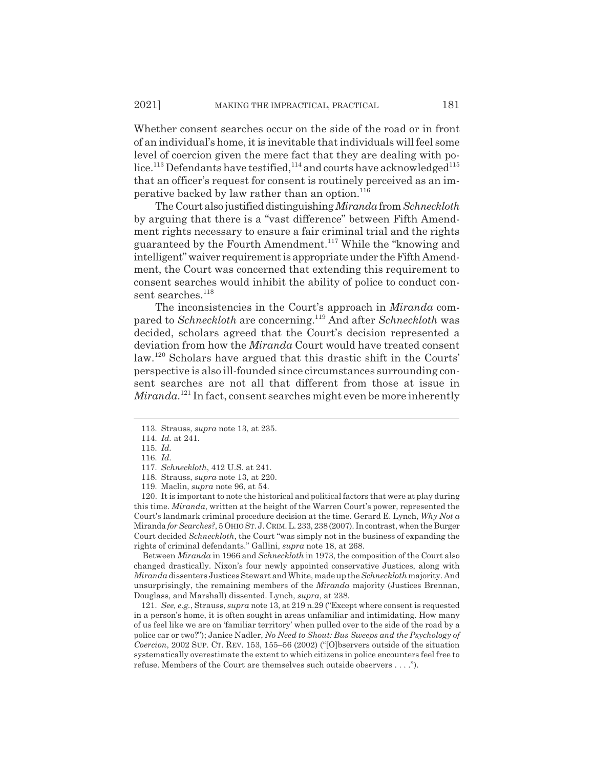Whether consent searches occur on the side of the road or in front of an individual's home, it is inevitable that individuals will feel some level of coercion given the mere fact that they are dealing with police.[113] Defendants have testified,[114] and courts have acknowledged[115] that an officer's request for consent is routinely perceived as an imperative backed by law rather than an option.[116]

The Court also justified distinguishing *Miranda* from *Schneckloth* by arguing that there is a "vast difference" between Fifth Amendment rights necessary to ensure a fair criminal trial and the rights guaranteed by the Fourth Amendment.[117] While the "knowing and intelligent" waiver requirement is appropriate under the Fifth Amendment, the Court was concerned that extending this requirement to consent searches would inhibit the ability of police to conduct consent searches.[118]

The inconsistencies in the Court's approach in *Miranda* compared to *Schneckloth* are concerning.[119] And after *Schneckloth* was decided, scholars agreed that the Court's decision represented a deviation from how the *Miranda* Court would have treated consent law.[120] Scholars have argued that this drastic shift in the Courts' perspective is also ill-founded since circumstances surrounding consent searches are not all that different from those at issue in *Miranda*.[121] In fact, consent searches might even be more inherently

---

113. Strauss, *supra* note 13, at 235.

114. *Id.* at 241.

115. *Id.*

116. *Id.*

117. *Schneckloth*, 412 U.S. at 241.

118. Strauss, *supra* note 13, at 220.

119. Maclin, *supra* note 96, at 54.

120. It is important to note the historical and political factors that were at play during this time. *Miranda*, written at the height of the Warren Court's power, represented the Court's landmark criminal procedure decision at the time. Gerard E. Lynch, *Why Not a* Miranda *for Searches?*, 5 OHIO ST. J. CRIM. L. 233, 238 (2007). In contrast, when the Burger Court decided *Schneckloth*, the Court "was simply not in the business of expanding the rights of criminal defendants." Gallini, *supra* note 18, at 268.

Between *Miranda* in 1966 and *Schneckloth* in 1973, the composition of the Court also changed drastically. Nixon's four newly appointed conservative Justices, along with *Miranda* dissenters Justices Stewart and White, made up the *Schneckloth* majority. And unsurprisingly, the remaining members of the *Miranda* majority (Justices Brennan, Douglass, and Marshall) dissented. Lynch, *supra*, at 238.

121. *See, e.g.*, Strauss, *supra* note 13, at 219 n.29 ("Except where consent is requested in a person's home, it is often sought in areas unfamiliar and intimidating. How many of us feel like we are on 'familiar territory' when pulled over to the side of the road by a police car or two?"); Janice Nadler, *No Need to Shout: Bus Sweeps and the Psychology of Coercion*, 2002 SUP. CT. REV. 153, 155–56 (2002) ("[O]bservers outside of the situation systematically overestimate the extent to which citizens in police encounters feel free to refuse. Members of the Court are themselves such outside observers . . . .").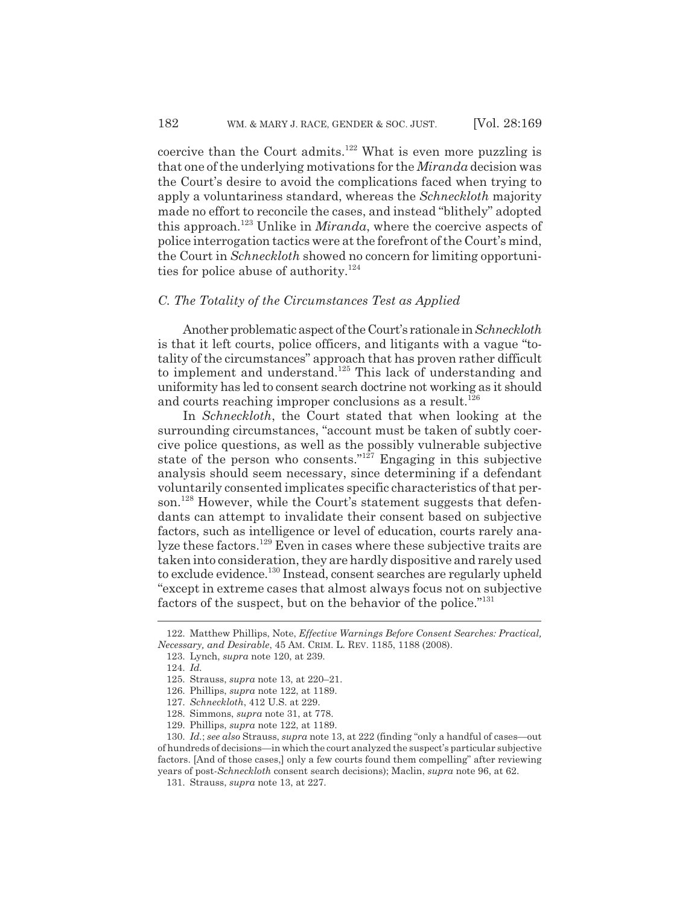coercive than the Court admits.[122] What is even more puzzling is that one of the underlying motivations for the *Miranda* decision was the Court's desire to avoid the complications faced when trying to apply a voluntariness standard, whereas the *Schneckloth* majority made no effort to reconcile the cases, and instead "blithely" adopted this approach.[123] Unlike in *Miranda*, where the coercive aspects of police interrogation tactics were at the forefront of the Court's mind, the Court in *Schneckloth* showed no concern for limiting opportunities for police abuse of authority.[124]

### *C. The Totality of the Circumstances Test as Applied*

Another problematic aspect of the Court's rationale in *Schneckloth* is that it left courts, police officers, and litigants with a vague "totality of the circumstances" approach that has proven rather difficult to implement and understand.[125] This lack of understanding and uniformity has led to consent search doctrine not working as it should and courts reaching improper conclusions as a result.[126]

In *Schneckloth*, the Court stated that when looking at the surrounding circumstances, "account must be taken of subtly coercive police questions, as well as the possibly vulnerable subjective state of the person who consents."[127] Engaging in this subjective analysis should seem necessary, since determining if a defendant voluntarily consented implicates specific characteristics of that person.[128] However, while the Court's statement suggests that defendants can attempt to invalidate their consent based on subjective factors, such as intelligence or level of education, courts rarely analyze these factors.[129] Even in cases where these subjective traits are taken into consideration, they are hardly dispositive and rarely used to exclude evidence.[130] Instead, consent searches are regularly upheld "except in extreme cases that almost always focus not on subjective factors of the suspect, but on the behavior of the police."[131]

---

122. Matthew Phillips, Note, *Effective Warnings Before Consent Searches: Practical, Necessary, and Desirable*, 45 AM. CRIM. L. REV. 1185, 1188 (2008).

123. Lynch, *supra* note 120, at 239.

124. *Id.*

125. Strauss, *supra* note 13, at 220–21.

126. Phillips, *supra* note 122, at 1189.

127. *Schneckloth*, 412 U.S. at 229.

128. Simmons, *supra* note 31, at 778.

129. Phillips, *supra* note 122, at 1189.

130. *Id.*; *see also* Strauss, *supra* note 13, at 222 (finding "only a handful of cases—out of hundreds of decisions—in which the court analyzed the suspect's particular subjective factors. [And of those cases,] only a few courts found them compelling" after reviewing years of post-*Schneckloth* consent search decisions); Maclin, *supra* note 96, at 62.

131. Strauss, *supra* note 13, at 227.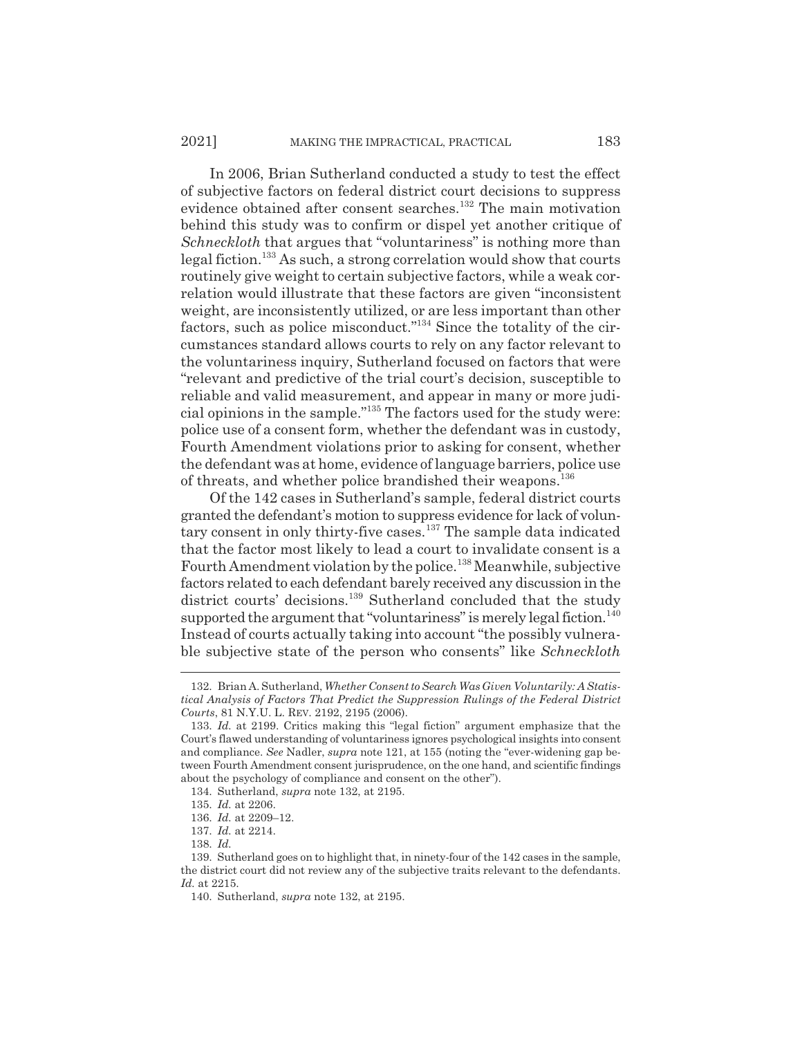In 2006, Brian Sutherland conducted a study to test the effect of subjective factors on federal district court decisions to suppress evidence obtained after consent searches.[132] The main motivation behind this study was to confirm or dispel yet another critique of *Schneckloth* that argues that "voluntariness" is nothing more than legal fiction.[133] As such, a strong correlation would show that courts routinely give weight to certain subjective factors, while a weak correlation would illustrate that these factors are given "inconsistent weight, are inconsistently utilized, or are less important than other factors, such as police misconduct."[134] Since the totality of the circumstances standard allows courts to rely on any factor relevant to the voluntariness inquiry, Sutherland focused on factors that were "relevant and predictive of the trial court's decision, susceptible to reliable and valid measurement, and appear in many or more judicial opinions in the sample."[135] The factors used for the study were: police use of a consent form, whether the defendant was in custody, Fourth Amendment violations prior to asking for consent, whether the defendant was at home, evidence of language barriers, police use of threats, and whether police brandished their weapons.[136]

Of the 142 cases in Sutherland's sample, federal district courts granted the defendant's motion to suppress evidence for lack of voluntary consent in only thirty-five cases.[137] The sample data indicated that the factor most likely to lead a court to invalidate consent is a Fourth Amendment violation by the police.[138] Meanwhile, subjective factors related to each defendant barely received any discussion in the district courts' decisions.[139] Sutherland concluded that the study supported the argument that "voluntariness" is merely legal fiction.[140] Instead of courts actually taking into account "the possibly vulnerable subjective state of the person who consents" like *Schneckloth*

---

132. Brian A. Sutherland, *Whether Consent to Search Was Given Voluntarily: A Statistical Analysis of Factors That Predict the Suppression Rulings of the Federal District Courts*, 81 N.Y.U. L. REV. 2192, 2195 (2006).

133. *Id.* at 2199. Critics making this "legal fiction" argument emphasize that the Court's flawed understanding of voluntariness ignores psychological insights into consent and compliance. *See* Nadler, *supra* note 121, at 155 (noting the "ever-widening gap between Fourth Amendment consent jurisprudence, on the one hand, and scientific findings about the psychology of compliance and consent on the other").

134. Sutherland, *supra* note 132, at 2195.

135. *Id.* at 2206.

136. *Id.* at 2209–12.

137. *Id.* at 2214.

138. *Id.*

139. Sutherland goes on to highlight that, in ninety-four of the 142 cases in the sample, the district court did not review any of the subjective traits relevant to the defendants. *Id.* at 2215.

140. Sutherland, *supra* note 132, at 2195.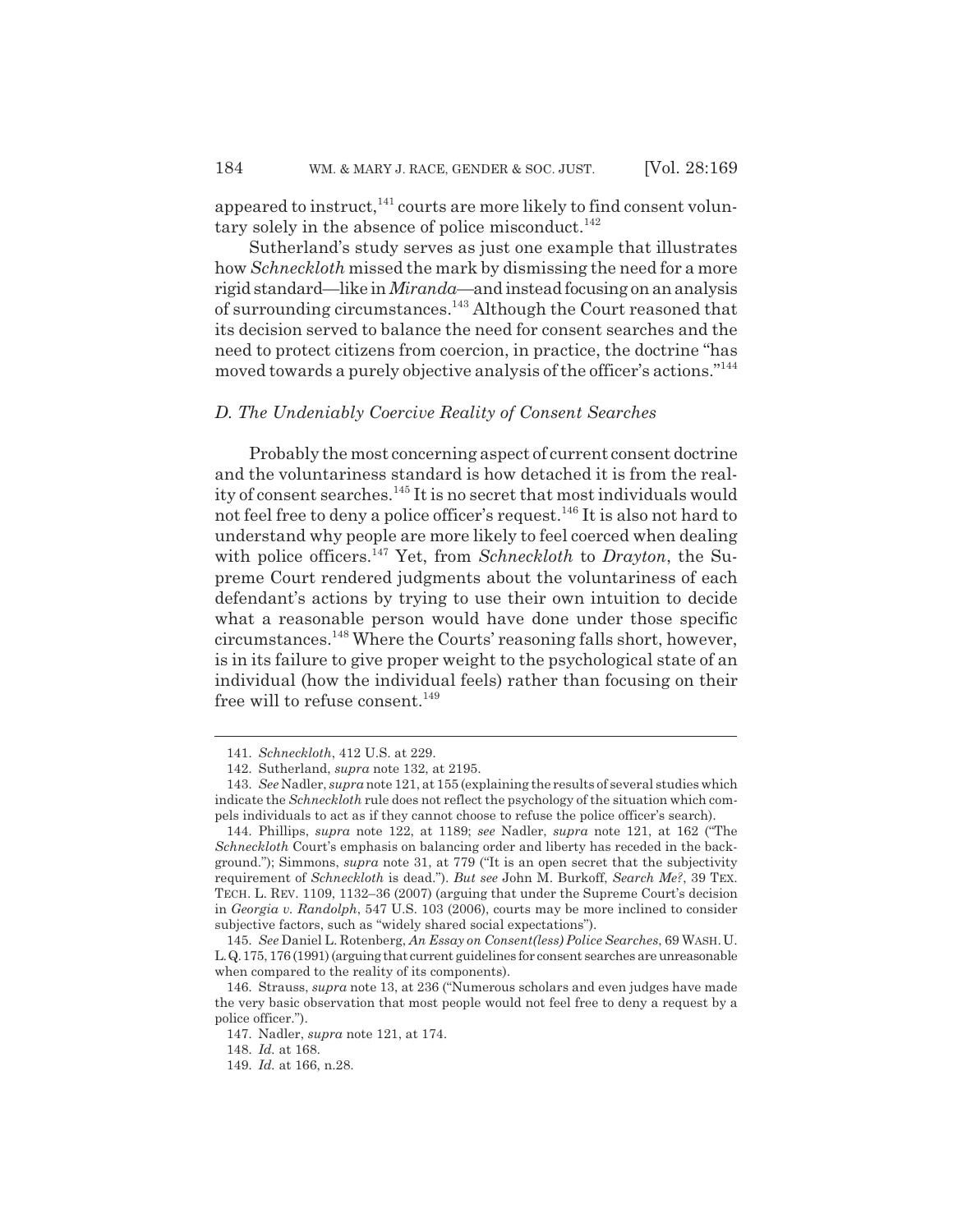appeared to instruct,[141] courts are more likely to find consent voluntary solely in the absence of police misconduct.[142]

Sutherland's study serves as just one example that illustrates how *Schneckloth* missed the mark by dismissing the need for a more rigid standard—like in *Miranda*—and instead focusing on an analysis of surrounding circumstances.[143] Although the Court reasoned that its decision served to balance the need for consent searches and the need to protect citizens from coercion, in practice, the doctrine "has moved towards a purely objective analysis of the officer's actions."[144]

### *D. The Undeniably Coercive Reality of Consent Searches*

Probably the most concerning aspect of current consent doctrine and the voluntariness standard is how detached it is from the reality of consent searches.[145] It is no secret that most individuals would not feel free to deny a police officer's request.[146] It is also not hard to understand why people are more likely to feel coerced when dealing with police officers.[147] Yet, from *Schneckloth* to *Drayton*, the Supreme Court rendered judgments about the voluntariness of each defendant's actions by trying to use their own intuition to decide what a reasonable person would have done under those specific circumstances.[148] Where the Courts' reasoning falls short, however, is in its failure to give proper weight to the psychological state of an individual (how the individual feels) rather than focusing on their free will to refuse consent.[149]

---

141. *Schneckloth*, 412 U.S. at 229.

142. Sutherland, *supra* note 132, at 2195.

143. *See* Nadler, *supra* note 121, at 155 (explaining the results of several studies which indicate the *Schneckloth* rule does not reflect the psychology of the situation which compels individuals to act as if they cannot choose to refuse the police officer's search).

144. Phillips, *supra* note 122, at 1189; *see* Nadler, *supra* note 121, at 162 ("The *Schneckloth* Court's emphasis on balancing order and liberty has receded in the background."); Simmons, *supra* note 31, at 779 ("It is an open secret that the subjectivity requirement of *Schneckloth* is dead."). *But see* John M. Burkoff, *Search Me?*, 39 TEX. TECH. L. REV. 1109, 1132–36 (2007) (arguing that under the Supreme Court's decision in *Georgia v. Randolph*, 547 U.S. 103 (2006), courts may be more inclined to consider subjective factors, such as "widely shared social expectations").

145. *See* Daniel L. Rotenberg, *An Essay on Consent(less) Police Searches*, 69 WASH. U. L.Q. 175, 176 (1991) (arguing that current guidelines for consent searches are unreasonable when compared to the reality of its components).

146. Strauss, *supra* note 13, at 236 ("Numerous scholars and even judges have made the very basic observation that most people would not feel free to deny a request by a police officer.").

147. Nadler, *supra* note 121, at 174.

148. *Id.* at 168.

149. *Id.* at 166, n.28.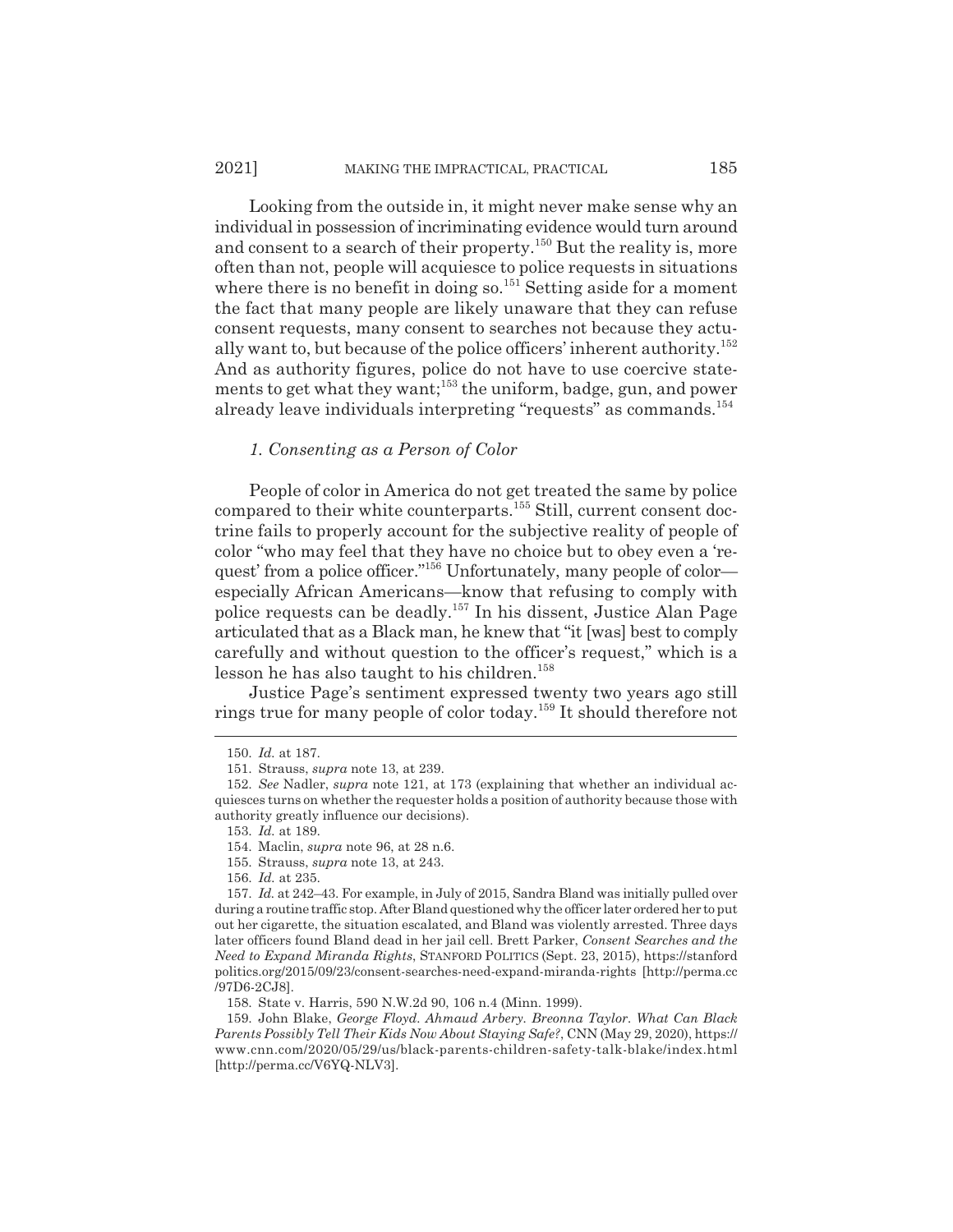Looking from the outside in, it might never make sense why an individual in possession of incriminating evidence would turn around and consent to a search of their property.[150] But the reality is, more often than not, people will acquiesce to police requests in situations where there is no benefit in doing so.[151] Setting aside for a moment the fact that many people are likely unaware that they can refuse consent requests, many consent to searches not because they actually want to, but because of the police officers' inherent authority.[152] And as authority figures, police do not have to use coercive statements to get what they want;[153] the uniform, badge, gun, and power already leave individuals interpreting "requests" as commands.[154]

### *1. Consenting as a Person of Color*

People of color in America do not get treated the same by police compared to their white counterparts.[155] Still, current consent doctrine fails to properly account for the subjective reality of people of color "who may feel that they have no choice but to obey even a 'request' from a police officer."[156] Unfortunately, many people of color—especially African Americans—know that refusing to comply with police requests can be deadly.[157] In his dissent, Justice Alan Page articulated that as a Black man, he knew that "it [was] best to comply carefully and without question to the officer's request," which is a lesson he has also taught to his children.[158]

Justice Page's sentiment expressed twenty two years ago still rings true for many people of color today.[159] It should therefore not

---

150. *Id.* at 187.

151. Strauss, *supra* note 13, at 239.

152. *See* Nadler, *supra* note 121, at 173 (explaining that whether an individual acquiesces turns on whether the requester holds a position of authority because those with authority greatly influence our decisions).

153. *Id.* at 189.

154. Maclin, *supra* note 96, at 28 n.6.

155. Strauss, *supra* note 13, at 243.

156. *Id.* at 235.

157. *Id.* at 242–43. For example, in July of 2015, Sandra Bland was initially pulled over during a routine traffic stop. After Bland questioned why the officer later ordered her to put out her cigarette, the situation escalated, and Bland was violently arrested. Three days later officers found Bland dead in her jail cell. Brett Parker, *Consent Searches and the Need to Expand Miranda Rights*, STANFORD POLITICS (Sept. 23, 2015), https://stanfordpolitics.org/2015/09/23/consent-searches-need-expand-miranda-rights [http://perma.cc/97D6-2CJ8].

158. State v. Harris, 590 N.W.2d 90, 106 n.4 (Minn. 1999).

159. John Blake, *George Floyd. Ahmaud Arbery. Breonna Taylor. What Can Black Parents Possibly Tell Their Kids Now About Staying Safe?*, CNN (May 29, 2020), https://www.cnn.com/2020/05/29/us/black-parents-children-safety-talk-blake/index.html [http://perma.cc/V6YQ-NLV3].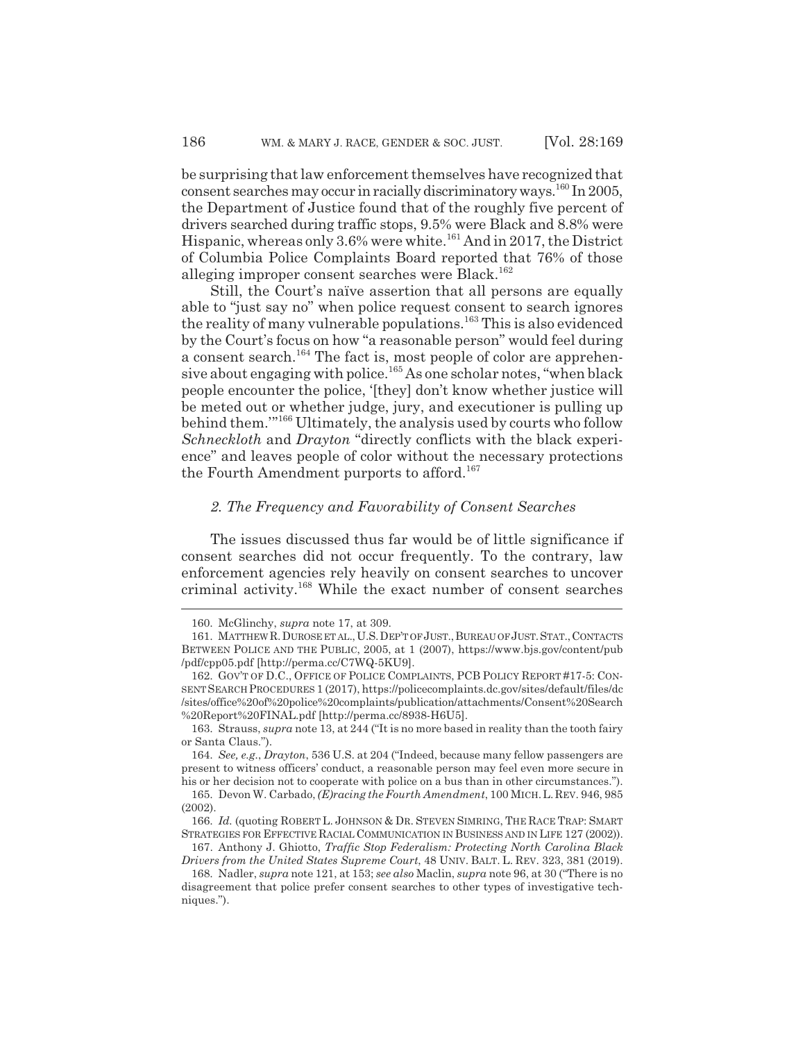be surprising that law enforcement themselves have recognized that consent searches may occur in racially discriminatory ways.[160] In 2005, the Department of Justice found that of the roughly five percent of drivers searched during traffic stops, 9.5% were Black and 8.8% were Hispanic, whereas only 3.6% were white.[161] And in 2017, the District of Columbia Police Complaints Board reported that 76% of those alleging improper consent searches were Black.[162]

Still, the Court's naïve assertion that all persons are equally able to "just say no" when police request consent to search ignores the reality of many vulnerable populations.[163] This is also evidenced by the Court's focus on how "a reasonable person" would feel during a consent search.[164] The fact is, most people of color are apprehensive about engaging with police.[165] As one scholar notes, "when black people encounter the police, '[they] don't know whether justice will be meted out or whether judge, jury, and executioner is pulling up behind them.'"[166] Ultimately, the analysis used by courts who follow *Schneckloth* and *Drayton* "directly conflicts with the black experience" and leaves people of color without the necessary protections the Fourth Amendment purports to afford.[167]

### *2. The Frequency and Favorability of Consent Searches*

The issues discussed thus far would be of little significance if consent searches did not occur frequently. To the contrary, law enforcement agencies rely heavily on consent searches to uncover criminal activity.[168] While the exact number of consent searches

---

160. McGlinchy, *supra* note 17, at 309.

161. MATTHEW R. DUROSE ET AL., U.S. DEP'T OF JUST., BUREAU OF JUST. STAT., CONTACTS BETWEEN POLICE AND THE PUBLIC, 2005, at 1 (2007), https://www.bjs.gov/content/pub/pdf/cpp05.pdf [http://perma.cc/C7WQ-5KU9].

162. GOV'T OF D.C., OFFICE OF POLICE COMPLAINTS, PCB POLICY REPORT #17-5: CONSENT SEARCH PROCEDURES 1 (2017), https://policecomplaints.dc.gov/sites/default/files/dc/sites/office%20of%20police%20complaints/publication/attachments/Consent%20Search%20Report%20FINAL.pdf [http://perma.cc/8938-H6U5].

163. Strauss, *supra* note 13, at 244 ("It is no more based in reality than the tooth fairy or Santa Claus.").

164. *See, e.g.*, *Drayton*, 536 U.S. at 204 ("Indeed, because many fellow passengers are present to witness officers' conduct, a reasonable person may feel even more secure in his or her decision not to cooperate with police on a bus than in other circumstances.").

165. Devon W. Carbado, *(E)racing the Fourth Amendment*, 100 MICH. L. REV. 946, 985 (2002).

166. *Id.* (quoting ROBERT L. JOHNSON & DR. STEVEN SIMRING, THE RACE TRAP: SMART STRATEGIES FOR EFFECTIVE RACIAL COMMUNICATION IN BUSINESS AND IN LIFE 127 (2002)).

167. Anthony J. Ghiotto, *Traffic Stop Federalism: Protecting North Carolina Black Drivers from the United States Supreme Court*, 48 UNIV. BALT. L. REV. 323, 381 (2019).

168. Nadler, *supra* note 121, at 153; *see also* Maclin, *supra* note 96, at 30 ("There is no disagreement that police prefer consent searches to other types of investigative techniques.").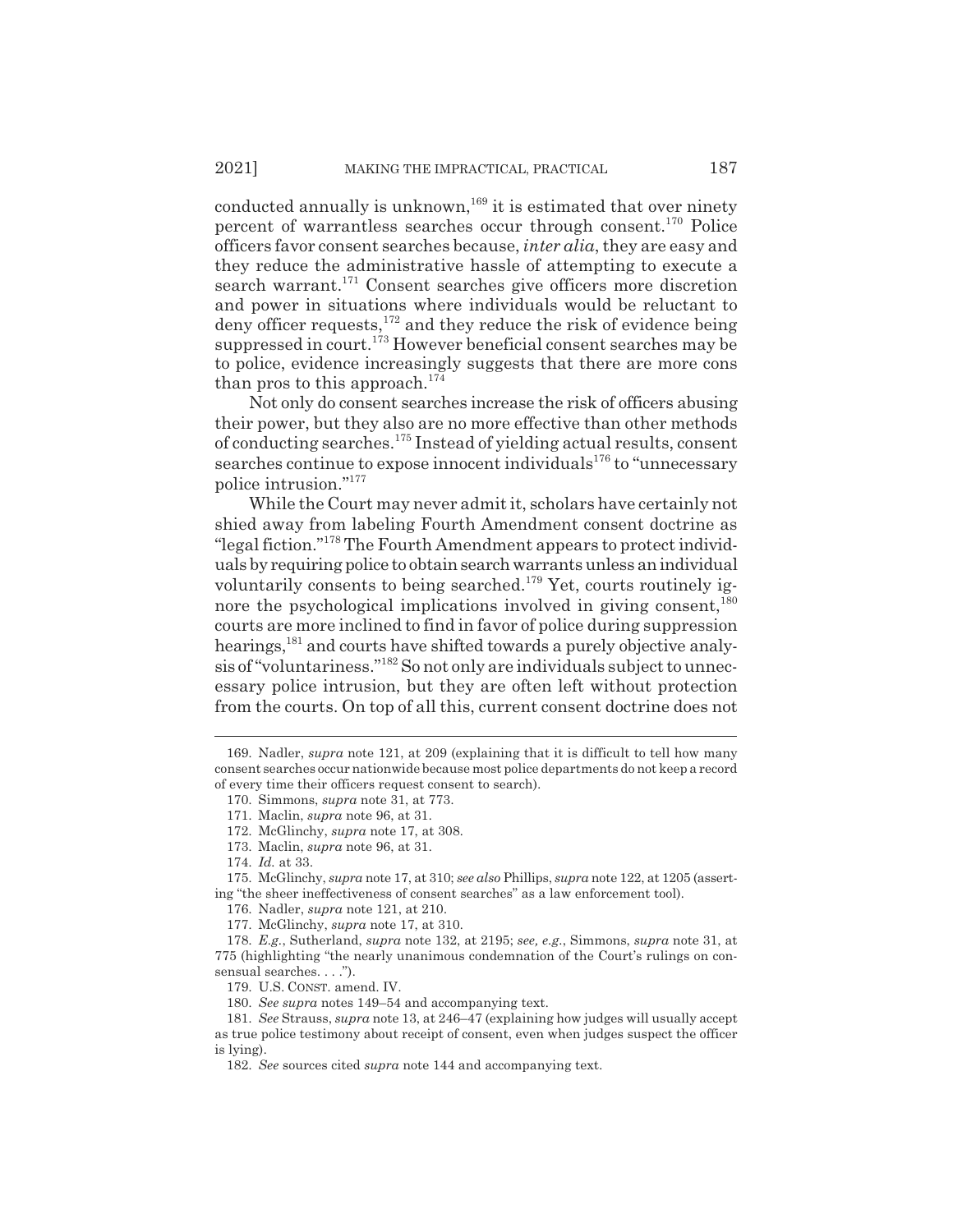conducted annually is unknown,[169] it is estimated that over ninety percent of warrantless searches occur through consent.[170] Police officers favor consent searches because, *inter alia*, they are easy and they reduce the administrative hassle of attempting to execute a search warrant.[171] Consent searches give officers more discretion and power in situations where individuals would be reluctant to deny officer requests,[172] and they reduce the risk of evidence being suppressed in court.[173] However beneficial consent searches may be to police, evidence increasingly suggests that there are more cons than pros to this approach.[174]

Not only do consent searches increase the risk of officers abusing their power, but they also are no more effective than other methods of conducting searches.[175] Instead of yielding actual results, consent searches continue to expose innocent individuals[176] to "unnecessary police intrusion."[177]

While the Court may never admit it, scholars have certainly not shied away from labeling Fourth Amendment consent doctrine as "legal fiction."[178] The Fourth Amendment appears to protect individuals by requiring police to obtain search warrants unless an individual voluntarily consents to being searched.[179] Yet, courts routinely ignore the psychological implications involved in giving consent,[180] courts are more inclined to find in favor of police during suppression hearings,[181] and courts have shifted towards a purely objective analysis of "voluntariness."[182] So not only are individuals subject to unnecessary police intrusion, but they are often left without protection from the courts. On top of all this, current consent doctrine does not

---

169. Nadler, *supra* note 121, at 209 (explaining that it is difficult to tell how many consent searches occur nationwide because most police departments do not keep a record of every time their officers request consent to search).

170. Simmons, *supra* note 31, at 773.

171. Maclin, *supra* note 96, at 31.

172. McGlinchy, *supra* note 17, at 308.

173. Maclin, *supra* note 96, at 31.

174. *Id.* at 33.

175. McGlinchy, *supra* note 17, at 310; *see also* Phillips, *supra* note 122, at 1205 (asserting "the sheer ineffectiveness of consent searches" as a law enforcement tool).

176. Nadler, *supra* note 121, at 210.

177. McGlinchy, *supra* note 17, at 310.

178. *E.g.*, Sutherland, *supra* note 132, at 2195; *see, e.g.*, Simmons, *supra* note 31, at 775 (highlighting "the nearly unanimous condemnation of the Court's rulings on consensual searches. . . .").

179. U.S. CONST. amend. IV.

180. *See supra* notes 149–54 and accompanying text.

181. *See* Strauss, *supra* note 13, at 246–47 (explaining how judges will usually accept as true police testimony about receipt of consent, even when judges suspect the officer is lying).

182. *See* sources cited *supra* note 144 and accompanying text.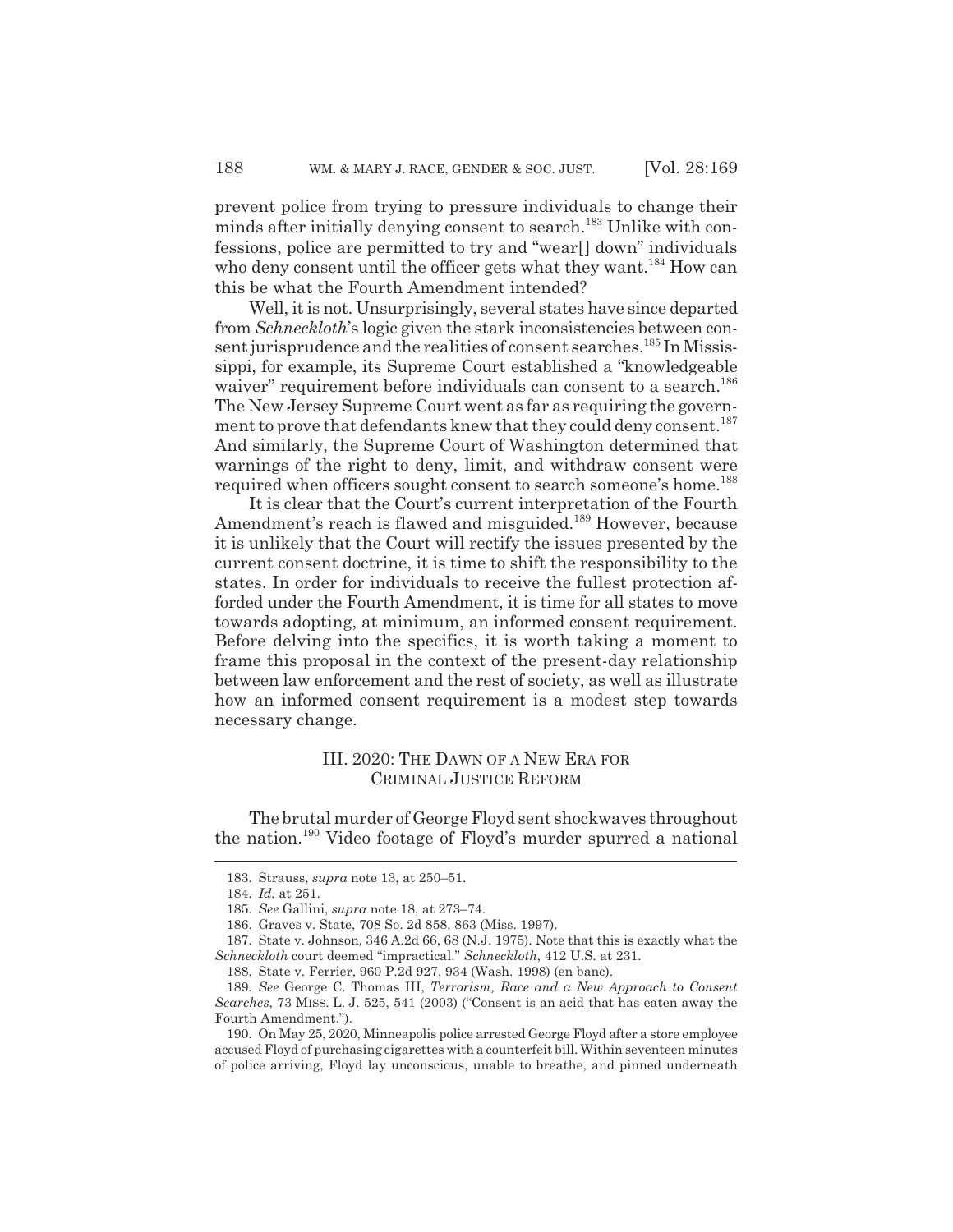prevent police from trying to pressure individuals to change their minds after initially denying consent to search.[183] Unlike with confessions, police are permitted to try and "wear[] down" individuals who deny consent until the officer gets what they want.[184] How can this be what the Fourth Amendment intended?

Well, it is not. Unsurprisingly, several states have since departed from *Schneckloth*'s logic given the stark inconsistencies between consent jurisprudence and the realities of consent searches.[185] In Mississippi, for example, its Supreme Court established a "knowledgeable waiver" requirement before individuals can consent to a search.[186] The New Jersey Supreme Court went as far as requiring the government to prove that defendants knew that they could deny consent.[187] And similarly, the Supreme Court of Washington determined that warnings of the right to deny, limit, and withdraw consent were required when officers sought consent to search someone's home.[188]

It is clear that the Court's current interpretation of the Fourth Amendment's reach is flawed and misguided.[189] However, because it is unlikely that the Court will rectify the issues presented by the current consent doctrine, it is time to shift the responsibility to the states. In order for individuals to receive the fullest protection afforded under the Fourth Amendment, it is time for all states to move towards adopting, at minimum, an informed consent requirement. Before delving into the specifics, it is worth taking a moment to frame this proposal in the context of the present-day relationship between law enforcement and the rest of society, as well as illustrate how an informed consent requirement is a modest step towards necessary change.

## III. 2020: THE DAWN OF A NEW ERA FOR CRIMINAL JUSTICE REFORM

The brutal murder of George Floyd sent shockwaves throughout the nation.[190] Video footage of Floyd's murder spurred a national

183. Strauss, *supra* note 13, at 250–51.

184. *Id.* at 251.

185. *See* Gallini, *supra* note 18, at 273–74.

186. Graves v. State, 708 So. 2d 858, 863 (Miss. 1997).

187. State v. Johnson, 346 A.2d 66, 68 (N.J. 1975). Note that this is exactly what the *Schneckloth* court deemed "impractical." *Schneckloth*, 412 U.S. at 231.

188. State v. Ferrier, 960 P.2d 927, 934 (Wash. 1998) (en banc).

189. *See* George C. Thomas III, *Terrorism, Race and a New Approach to Consent Searches*, 73 MISS. L. J. 525, 541 (2003) ("Consent is an acid that has eaten away the Fourth Amendment.").

190. On May 25, 2020, Minneapolis police arrested George Floyd after a store employee accused Floyd of purchasing cigarettes with a counterfeit bill. Within seventeen minutes of police arriving, Floyd lay unconscious, unable to breathe, and pinned underneath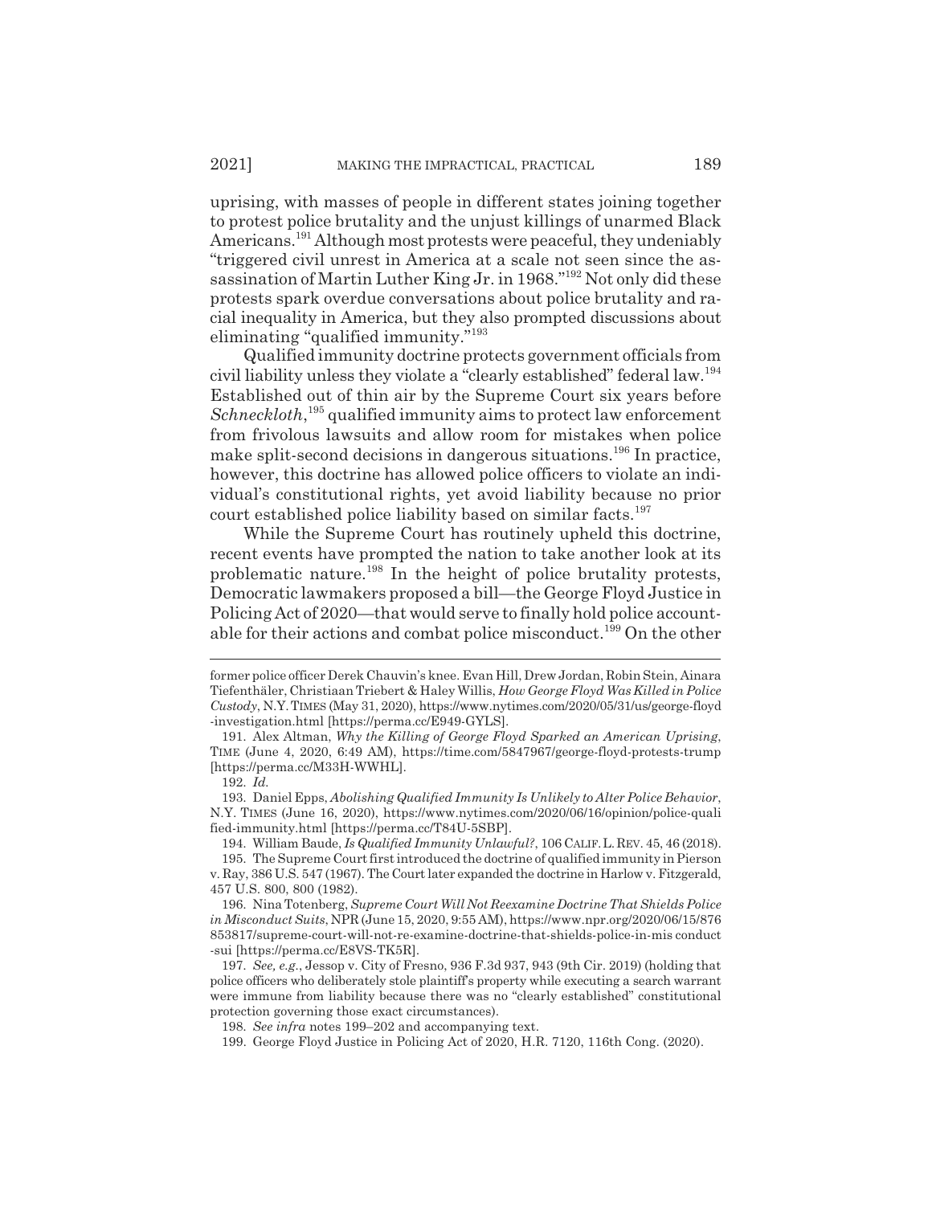uprising, with masses of people in different states joining together to protest police brutality and the unjust killings of unarmed Black Americans.[191] Although most protests were peaceful, they undeniably "triggered civil unrest in America at a scale not seen since the assassination of Martin Luther King Jr. in 1968."[192] Not only did these protests spark overdue conversations about police brutality and racial inequality in America, but they also prompted discussions about eliminating "qualified immunity."[193]

Qualified immunity doctrine protects government officials from civil liability unless they violate a "clearly established" federal law.[194] Established out of thin air by the Supreme Court six years before *Schneckloth*,[195] qualified immunity aims to protect law enforcement from frivolous lawsuits and allow room for mistakes when police make split-second decisions in dangerous situations.[196] In practice, however, this doctrine has allowed police officers to violate an individual's constitutional rights, yet avoid liability because no prior court established police liability based on similar facts.[197]

While the Supreme Court has routinely upheld this doctrine, recent events have prompted the nation to take another look at its problematic nature.[198] In the height of police brutality protests, Democratic lawmakers proposed a bill—the George Floyd Justice in Policing Act of 2020—that would serve to finally hold police accountable for their actions and combat police misconduct.[199] On the other

---

former police officer Derek Chauvin's knee. Evan Hill, Drew Jordan, Robin Stein, Ainara Tiefenthäler, Christiaan Triebert & Haley Willis, *How George Floyd Was Killed in Police Custody*, N.Y. TIMES (May 31, 2020), https://www.nytimes.com/2020/05/31/us/george-floyd-investigation.html [https://perma.cc/E949-GYLS].

191. Alex Altman, *Why the Killing of George Floyd Sparked an American Uprising*, TIME (June 4, 2020, 6:49 AM), https://time.com/5847967/george-floyd-protests-trump [https://perma.cc/M33H-WWHL].

192. *Id.*

193. Daniel Epps, *Abolishing Qualified Immunity Is Unlikely to Alter Police Behavior*, N.Y. TIMES (June 16, 2020), https://www.nytimes.com/2020/06/16/opinion/police-qualified-immunity.html [https://perma.cc/T84U-5SBP].

194. William Baude, *Is Qualified Immunity Unlawful?*, 106 CALIF. L. REV. 45, 46 (2018).

195. The Supreme Court first introduced the doctrine of qualified immunity in Pierson v. Ray, 386 U.S. 547 (1967). The Court later expanded the doctrine in Harlow v. Fitzgerald, 457 U.S. 800, 800 (1982).

196. Nina Totenberg, *Supreme Court Will Not Reexamine Doctrine That Shields Police in Misconduct Suits*, NPR (June 15, 2020, 9:55 AM), https://www.npr.org/2020/06/15/876853817/supreme-court-will-not-re-examine-doctrine-that-shields-police-in-mis conduct-sui [https://perma.cc/E8VS-TK5R].

197. *See, e.g.*, Jessop v. City of Fresno, 936 F.3d 937, 943 (9th Cir. 2019) (holding that police officers who deliberately stole plaintiff's property while executing a search warrant were immune from liability because there was no "clearly established" constitutional protection governing those exact circumstances).

198. *See infra* notes 199–202 and accompanying text.

199. George Floyd Justice in Policing Act of 2020, H.R. 7120, 116th Cong. (2020).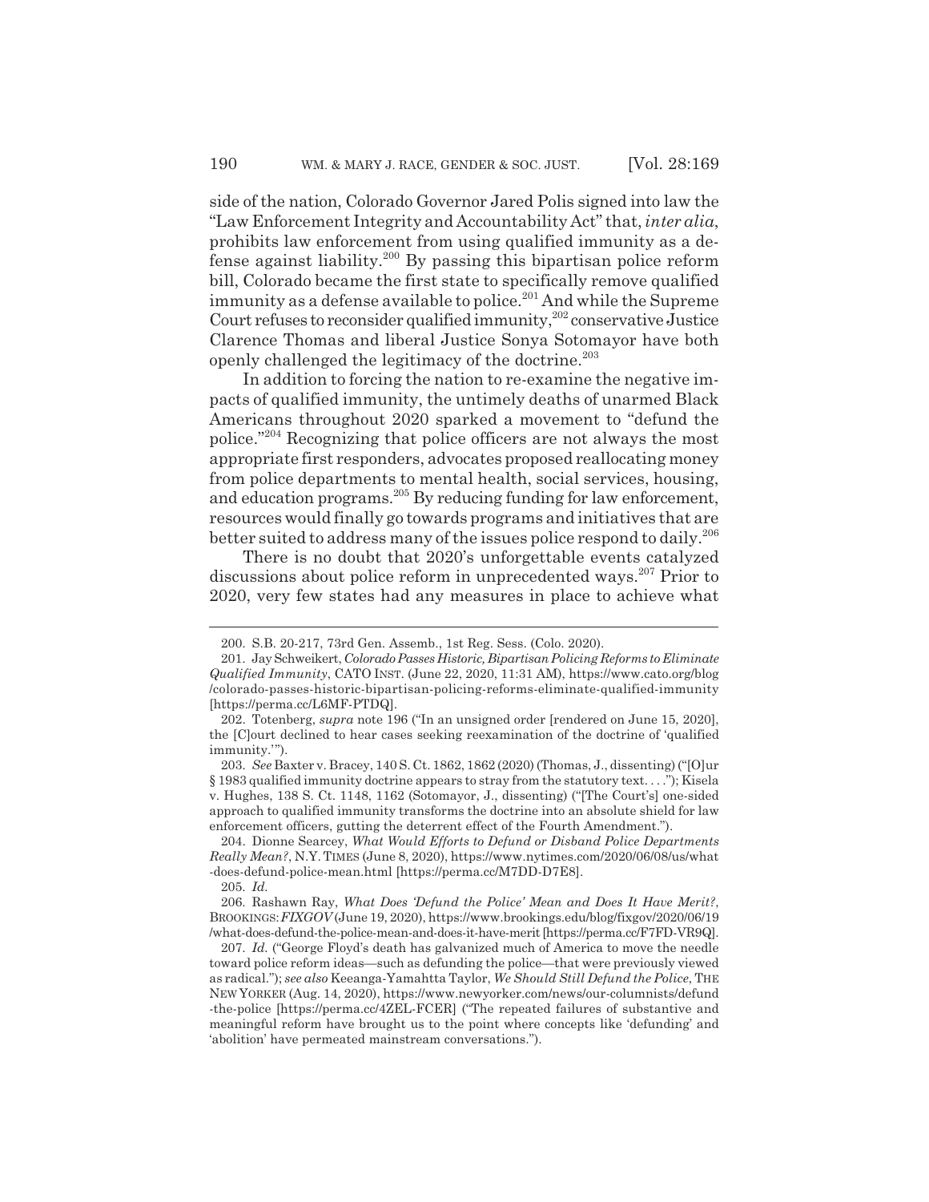side of the nation, Colorado Governor Jared Polis signed into law the "Law Enforcement Integrity and Accountability Act" that, *inter alia*, prohibits law enforcement from using qualified immunity as a defense against liability.[200] By passing this bipartisan police reform bill, Colorado became the first state to specifically remove qualified immunity as a defense available to police.[201] And while the Supreme Court refuses to reconsider qualified immunity,[202] conservative Justice Clarence Thomas and liberal Justice Sonya Sotomayor have both openly challenged the legitimacy of the doctrine.[203]

In addition to forcing the nation to re-examine the negative impacts of qualified immunity, the untimely deaths of unarmed Black Americans throughout 2020 sparked a movement to "defund the police."[204] Recognizing that police officers are not always the most appropriate first responders, advocates proposed reallocating money from police departments to mental health, social services, housing, and education programs.[205] By reducing funding for law enforcement, resources would finally go towards programs and initiatives that are better suited to address many of the issues police respond to daily.[206]

There is no doubt that 2020's unforgettable events catalyzed discussions about police reform in unprecedented ways.[207] Prior to 2020, very few states had any measures in place to achieve what

---

200. S.B. 20-217, 73rd Gen. Assemb., 1st Reg. Sess. (Colo. 2020).

201. Jay Schweikert, *Colorado Passes Historic, Bipartisan Policing Reforms to Eliminate Qualified Immunity*, CATO INST. (June 22, 2020, 11:31 AM), https://www.cato.org/blog/colorado-passes-historic-bipartisan-policing-reforms-eliminate-qualified-immunity [https://perma.cc/L6MF-PTDQ].

202. Totenberg, *supra* note 196 ("In an unsigned order [rendered on June 15, 2020], the [C]ourt declined to hear cases seeking reexamination of the doctrine of 'qualified immunity.'").

203. *See* Baxter v. Bracey, 140 S. Ct. 1862, 1862 (2020) (Thomas, J., dissenting) ("[O]ur § 1983 qualified immunity doctrine appears to stray from the statutory text. . . ."); Kisela v. Hughes, 138 S. Ct. 1148, 1162 (Sotomayor, J., dissenting) ("[The Court's] one-sided approach to qualified immunity transforms the doctrine into an absolute shield for law enforcement officers, gutting the deterrent effect of the Fourth Amendment.").

204. Dionne Searcey, *What Would Efforts to Defund or Disband Police Departments Really Mean?*, N.Y. TIMES (June 8, 2020), https://www.nytimes.com/2020/06/08/us/what-does-defund-police-mean.html [https://perma.cc/M7DD-D7E8].

205. *Id.*

206. Rashawn Ray, *What Does 'Defund the Police' Mean and Does It Have Merit?*, BROOKINGS: *FIXGOV* (June 19, 2020), https://www.brookings.edu/blog/fixgov/2020/06/19/what-does-defund-the-police-mean-and-does-it-have-merit [https://perma.cc/F7FD-VR9Q].

207. *Id.* ("George Floyd's death has galvanized much of America to move the needle toward police reform ideas—such as defunding the police—that were previously viewed as radical."); *see also* Keeanga-Yamahtta Taylor, *We Should Still Defund the Police*, THE NEW YORKER (Aug. 14, 2020), https://www.newyorker.com/news/our-columnists/defund-the-police [https://perma.cc/4ZEL-FCER] ("The repeated failures of substantive and meaningful reform have brought us to the point where concepts like 'defunding' and 'abolition' have permeated mainstream conversations.").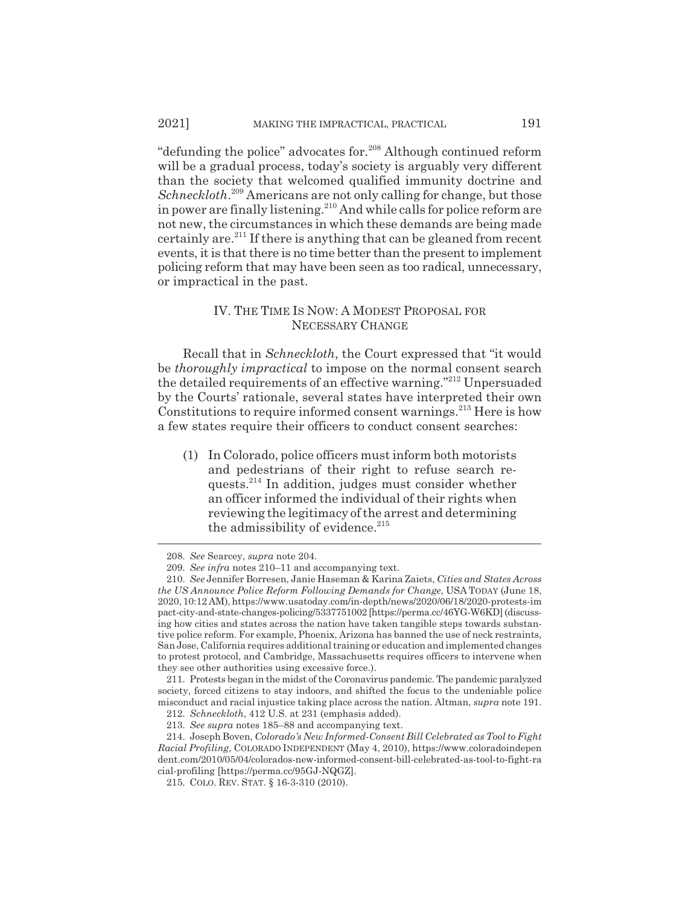"defunding the police" advocates for.[208] Although continued reform will be a gradual process, today's society is arguably very different than the society that welcomed qualified immunity doctrine and *Schneckloth*.[209] Americans are not only calling for change, but those in power are finally listening.[210] And while calls for police reform are not new, the circumstances in which these demands are being made certainly are.[211] If there is anything that can be gleaned from recent events, it is that there is no time better than the present to implement policing reform that may have been seen as too radical, unnecessary, or impractical in the past.

## IV. THE TIME IS NOW: A MODEST PROPOSAL FOR NECESSARY CHANGE

Recall that in *Schneckloth*, the Court expressed that "it would be *thoroughly impractical* to impose on the normal consent search the detailed requirements of an effective warning."[212] Unpersuaded by the Courts' rationale, several states have interpreted their own Constitutions to require informed consent warnings.[213] Here is how a few states require their officers to conduct consent searches:

(1) In Colorado, police officers must inform both motorists and pedestrians of their right to refuse search requests.[214] In addition, judges must consider whether an officer informed the individual of their rights when reviewing the legitimacy of the arrest and determining the admissibility of evidence.[215]

---

208. *See* Searcey, *supra* note 204.

209. *See infra* notes 210–11 and accompanying text.

210. *See* Jennifer Borresen, Janie Haseman & Karina Zaiets, *Cities and States Across the US Announce Police Reform Following Demands for Change*, USA TODAY (June 18, 2020, 10:12 AM), https://www.usatoday.com/in-depth/news/2020/06/18/2020-protests-impact-city-and-state-changes-policing/5337751002 [https://perma.cc/46YG-W6KD] (discussing how cities and states across the nation have taken tangible steps towards substantive police reform. For example, Phoenix, Arizona has banned the use of neck restraints, San Jose, California requires additional training or education and implemented changes to protest protocol, and Cambridge, Massachusetts requires officers to intervene when they see other authorities using excessive force.).

211. Protests began in the midst of the Coronavirus pandemic. The pandemic paralyzed society, forced citizens to stay indoors, and shifted the focus to the undeniable police misconduct and racial injustice taking place across the nation. Altman, *supra* note 191.

212. *Schneckloth*, 412 U.S. at 231 (emphasis added).

213. *See supra* notes 185–88 and accompanying text.

214. Joseph Boven, *Colorado's New Informed-Consent Bill Celebrated as Tool to Fight Racial Profiling*, COLORADO INDEPENDENT (May 4, 2010), https://www.coloradoindependent.com/2010/05/04/colorados-new-informed-consent-bill-celebrated-as-tool-to-fight-racial-profiling [https://perma.cc/95GJ-NQGZ].

215. COLO. REV. STAT. § 16-3-310 (2010).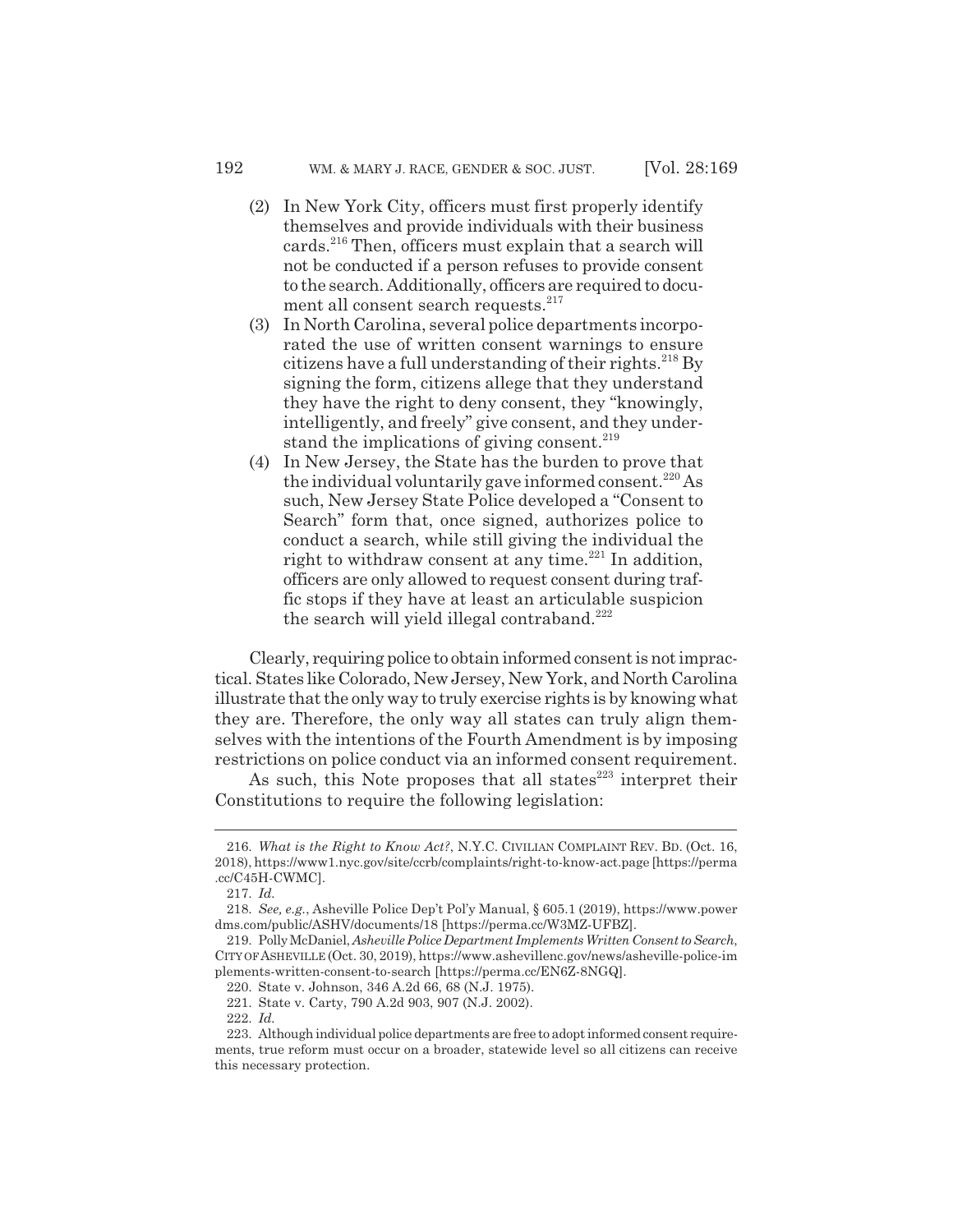(2) In New York City, officers must first properly identify themselves and provide individuals with their business cards.[216] Then, officers must explain that a search will not be conducted if a person refuses to provide consent to the search. Additionally, officers are required to document all consent search requests.[217]

(3) In North Carolina, several police departments incorporated the use of written consent warnings to ensure citizens have a full understanding of their rights.[218] By signing the form, citizens allege that they understand they have the right to deny consent, they "knowingly, intelligently, and freely" give consent, and they understand the implications of giving consent.[219]

(4) In New Jersey, the State has the burden to prove that the individual voluntarily gave informed consent.[220] As such, New Jersey State Police developed a "Consent to Search" form that, once signed, authorizes police to conduct a search, while still giving the individual the right to withdraw consent at any time.[221] In addition, officers are only allowed to request consent during traffic stops if they have at least an articulable suspicion the search will yield illegal contraband.[222]

Clearly, requiring police to obtain informed consent is not impractical. States like Colorado, New Jersey, New York, and North Carolina illustrate that the only way to truly exercise rights is by knowing what they are. Therefore, the only way all states can truly align themselves with the intentions of the Fourth Amendment is by imposing restrictions on police conduct via an informed consent requirement.

As such, this Note proposes that all states[223] interpret their Constitutions to require the following legislation:

---

216. *What is the Right to Know Act?*, N.Y.C. CIVILIAN COMPLAINT REV. BD. (Oct. 16, 2018), https://www1.nyc.gov/site/ccrb/complaints/right-to-know-act.page [https://perma.cc/C45H-CWMC].

217. *Id.*

218. *See, e.g.*, Asheville Police Dep't Pol'y Manual, § 605.1 (2019), https://www.powerdms.com/public/ASHV/documents/18 [https://perma.cc/W3MZ-UFBZ].

219. Polly McDaniel, *Asheville Police Department Implements Written Consent to Search*, CITY OF ASHEVILLE (Oct. 30, 2019), https://www.ashevillenc.gov/news/asheville-police-implements-written-consent-to-search [https://perma.cc/EN6Z-8NGQ].

220. State v. Johnson, 346 A.2d 66, 68 (N.J. 1975).

221. State v. Carty, 790 A.2d 903, 907 (N.J. 2002).

222. *Id.*

223. Although individual police departments are free to adopt informed consent requirements, true reform must occur on a broader, statewide level so all citizens can receive this necessary protection.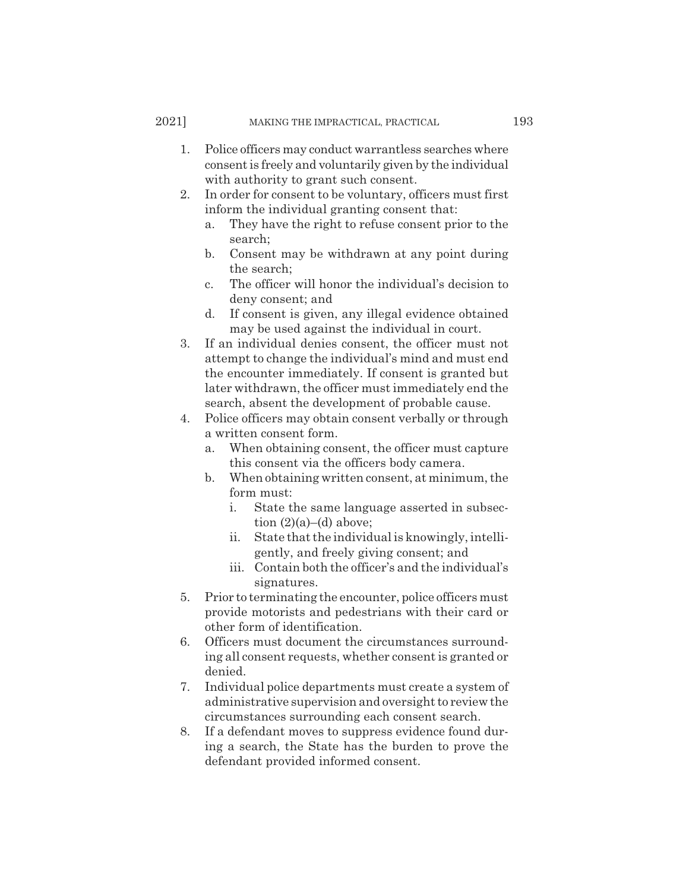1. Police officers may conduct warrantless searches where consent is freely and voluntarily given by the individual with authority to grant such consent.
2. In order for consent to be voluntary, officers must first inform the individual granting consent that:
   a. They have the right to refuse consent prior to the search;
   b. Consent may be withdrawn at any point during the search;
   c. The officer will honor the individual's decision to deny consent; and
   d. If consent is given, any illegal evidence obtained may be used against the individual in court.
3. If an individual denies consent, the officer must not attempt to change the individual's mind and must end the encounter immediately. If consent is granted but later withdrawn, the officer must immediately end the search, absent the development of probable cause.
4. Police officers may obtain consent verbally or through a written consent form.
   a. When obtaining consent, the officer must capture this consent via the officers body camera.
   b. When obtaining written consent, at minimum, the form must:
      i. State the same language asserted in subsection (2)(a)–(d) above;
      ii. State that the individual is knowingly, intelligently, and freely giving consent; and
      iii. Contain both the officer's and the individual's signatures.
5. Prior to terminating the encounter, police officers must provide motorists and pedestrians with their card or other form of identification.
6. Officers must document the circumstances surrounding all consent requests, whether consent is granted or denied.
7. Individual police departments must create a system of administrative supervision and oversight to review the circumstances surrounding each consent search.
8. If a defendant moves to suppress evidence found during a search, the State has the burden to prove the defendant provided informed consent.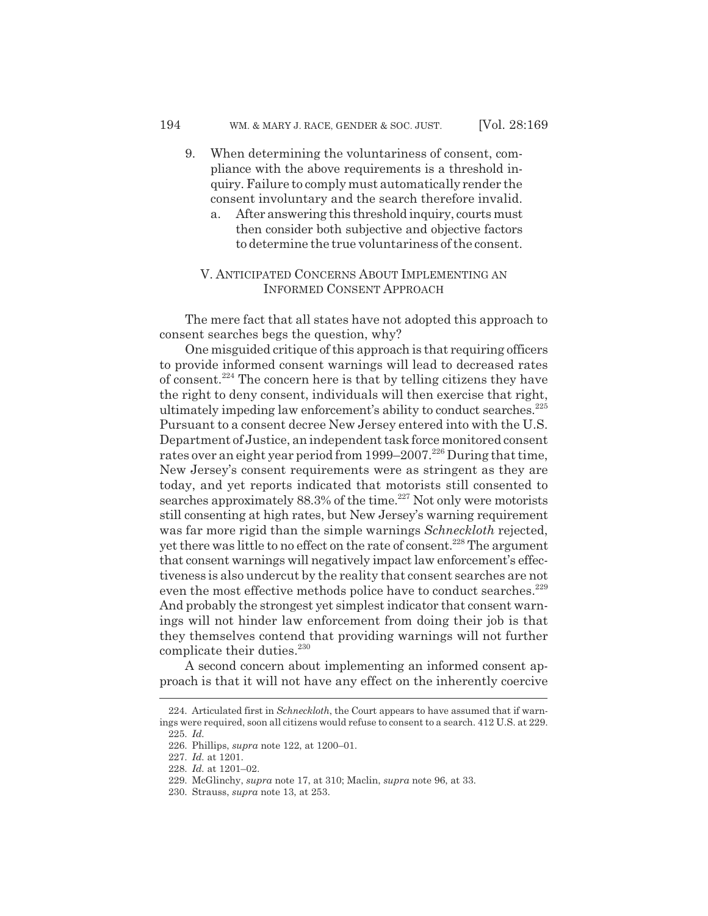9. When determining the voluntariness of consent, compliance with the above requirements is a threshold inquiry. Failure to comply must automatically render the consent involuntary and the search therefore invalid.
   a. After answering this threshold inquiry, courts must then consider both subjective and objective factors to determine the true voluntariness of the consent.

## V. ANTICIPATED CONCERNS ABOUT IMPLEMENTING AN INFORMED CONSENT APPROACH

The mere fact that all states have not adopted this approach to consent searches begs the question, why?

One misguided critique of this approach is that requiring officers to provide informed consent warnings will lead to decreased rates of consent.[224] The concern here is that by telling citizens they have the right to deny consent, individuals will then exercise that right, ultimately impeding law enforcement's ability to conduct searches.[225] Pursuant to a consent decree New Jersey entered into with the U.S. Department of Justice, an independent task force monitored consent rates over an eight year period from 1999–2007.[226] During that time, New Jersey's consent requirements were as stringent as they are today, and yet reports indicated that motorists still consented to searches approximately 88.3% of the time.[227] Not only were motorists still consenting at high rates, but New Jersey's warning requirement was far more rigid than the simple warnings *Schneckloth* rejected, yet there was little to no effect on the rate of consent.[228] The argument that consent warnings will negatively impact law enforcement's effectiveness is also undercut by the reality that consent searches are not even the most effective methods police have to conduct searches.[229] And probably the strongest yet simplest indicator that consent warnings will not hinder law enforcement from doing their job is that they themselves contend that providing warnings will not further complicate their duties.[230]

A second concern about implementing an informed consent approach is that it will not have any effect on the inherently coercive

---

224. Articulated first in *Schneckloth*, the Court appears to have assumed that if warnings were required, soon all citizens would refuse to consent to a search. 412 U.S. at 229.

225. *Id.*

226. Phillips, *supra* note 122, at 1200–01.

227. *Id.* at 1201.

228. *Id.* at 1201–02.

229. McGlinchy, *supra* note 17, at 310; Maclin, *supra* note 96, at 33.

230. Strauss, *supra* note 13, at 253.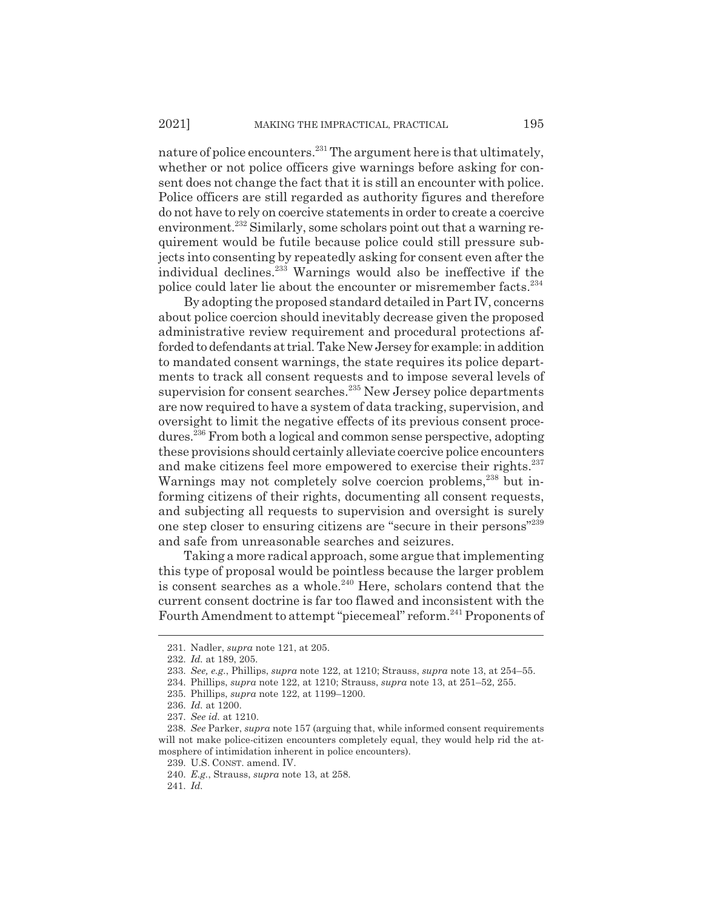nature of police encounters.[231] The argument here is that ultimately, whether or not police officers give warnings before asking for consent does not change the fact that it is still an encounter with police. Police officers are still regarded as authority figures and therefore do not have to rely on coercive statements in order to create a coercive environment.[232] Similarly, some scholars point out that a warning requirement would be futile because police could still pressure subjects into consenting by repeatedly asking for consent even after the individual declines.[233] Warnings would also be ineffective if the police could later lie about the encounter or misremember facts.[234]

By adopting the proposed standard detailed in Part IV, concerns about police coercion should inevitably decrease given the proposed administrative review requirement and procedural protections afforded to defendants at trial. Take New Jersey for example: in addition to mandated consent warnings, the state requires its police departments to track all consent requests and to impose several levels of supervision for consent searches.[235] New Jersey police departments are now required to have a system of data tracking, supervision, and oversight to limit the negative effects of its previous consent procedures.[236] From both a logical and common sense perspective, adopting these provisions should certainly alleviate coercive police encounters and make citizens feel more empowered to exercise their rights.[237] Warnings may not completely solve coercion problems,[238] but informing citizens of their rights, documenting all consent requests, and subjecting all requests to supervision and oversight is surely one step closer to ensuring citizens are "secure in their persons"[239] and safe from unreasonable searches and seizures.

Taking a more radical approach, some argue that implementing this type of proposal would be pointless because the larger problem is consent searches as a whole.[240] Here, scholars contend that the current consent doctrine is far too flawed and inconsistent with the Fourth Amendment to attempt "piecemeal" reform.[241] Proponents of

---

231. Nadler, *supra* note 121, at 205.

232. *Id.* at 189, 205.

233. *See, e.g.*, Phillips, *supra* note 122, at 1210; Strauss, *supra* note 13, at 254–55.

234. Phillips, *supra* note 122, at 1210; Strauss, *supra* note 13, at 251–52, 255.

235. Phillips, *supra* note 122, at 1199–1200.

236. *Id.* at 1200.

237. *See id.* at 1210.

238. *See* Parker, *supra* note 157 (arguing that, while informed consent requirements will not make police-citizen encounters completely equal, they would help rid the atmosphere of intimidation inherent in police encounters).

239. U.S. CONST. amend. IV.

240. *E.g.*, Strauss, *supra* note 13, at 258.

241. *Id.*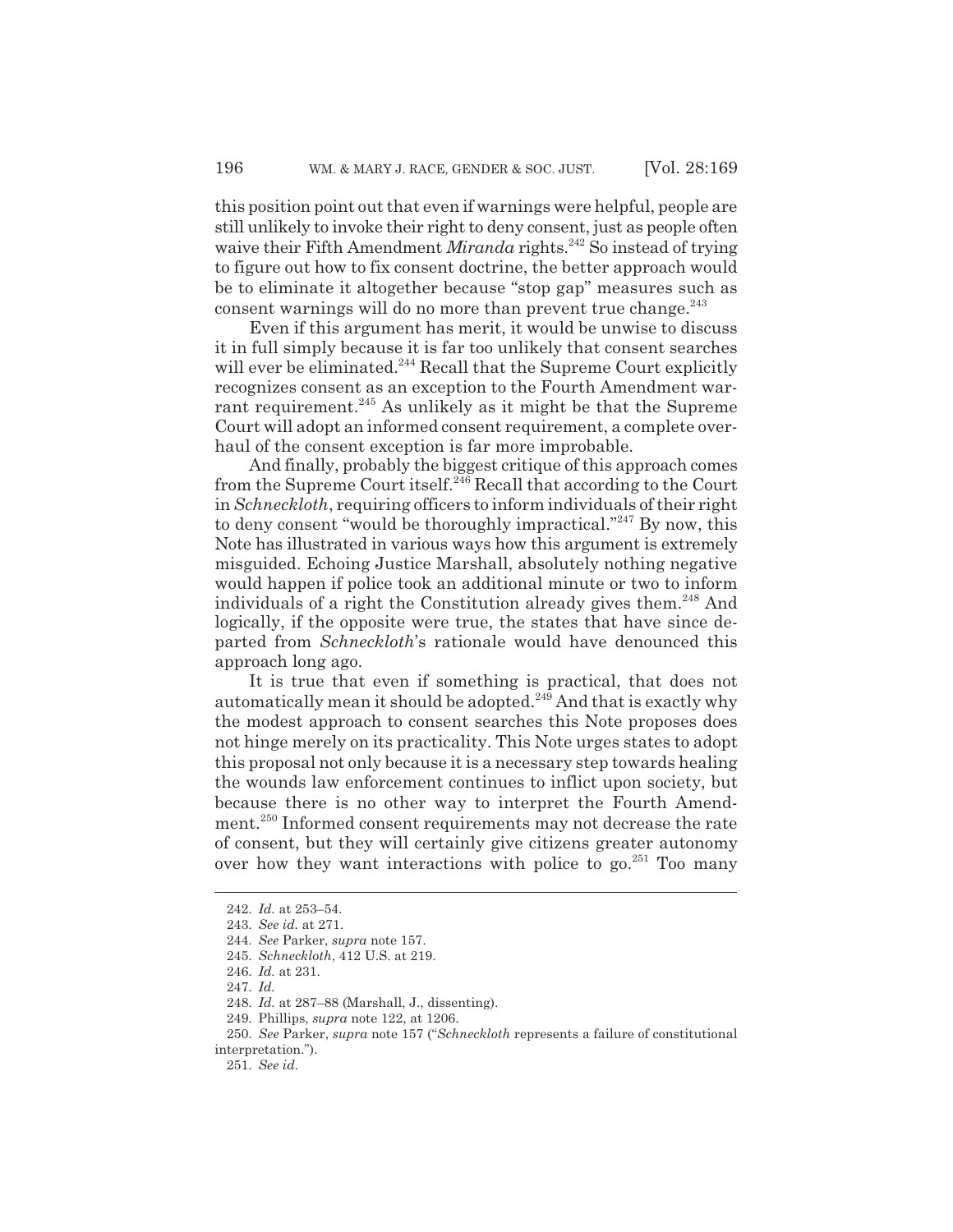this position point out that even if warnings were helpful, people are still unlikely to invoke their right to deny consent, just as people often waive their Fifth Amendment *Miranda* rights.[242] So instead of trying to figure out how to fix consent doctrine, the better approach would be to eliminate it altogether because "stop gap" measures such as consent warnings will do no more than prevent true change.[243]

Even if this argument has merit, it would be unwise to discuss it in full simply because it is far too unlikely that consent searches will ever be eliminated.[244] Recall that the Supreme Court explicitly recognizes consent as an exception to the Fourth Amendment warrant requirement.[245] As unlikely as it might be that the Supreme Court will adopt an informed consent requirement, a complete overhaul of the consent exception is far more improbable.

And finally, probably the biggest critique of this approach comes from the Supreme Court itself.[246] Recall that according to the Court in *Schneckloth*, requiring officers to inform individuals of their right to deny consent "would be thoroughly impractical."[247] By now, this Note has illustrated in various ways how this argument is extremely misguided. Echoing Justice Marshall, absolutely nothing negative would happen if police took an additional minute or two to inform individuals of a right the Constitution already gives them.[248] And logically, if the opposite were true, the states that have since departed from *Schneckloth*'s rationale would have denounced this approach long ago.

It is true that even if something is practical, that does not automatically mean it should be adopted.[249] And that is exactly why the modest approach to consent searches this Note proposes does not hinge merely on its practicality. This Note urges states to adopt this proposal not only because it is a necessary step towards healing the wounds law enforcement continues to inflict upon society, but because there is no other way to interpret the Fourth Amendment.[250] Informed consent requirements may not decrease the rate of consent, but they will certainly give citizens greater autonomy over how they want interactions with police to go.[251] Too many

---

242. *Id.* at 253–54.

243. *See id.* at 271.

244. *See* Parker, *supra* note 157.

245. *Schneckloth*, 412 U.S. at 219.

246. *Id.* at 231.

247. *Id.*

248. *Id.* at 287–88 (Marshall, J., dissenting).

249. Phillips, *supra* note 122, at 1206.

250. *See* Parker, *supra* note 157 ("*Schneckloth* represents a failure of constitutional interpretation.").

251. *See id.*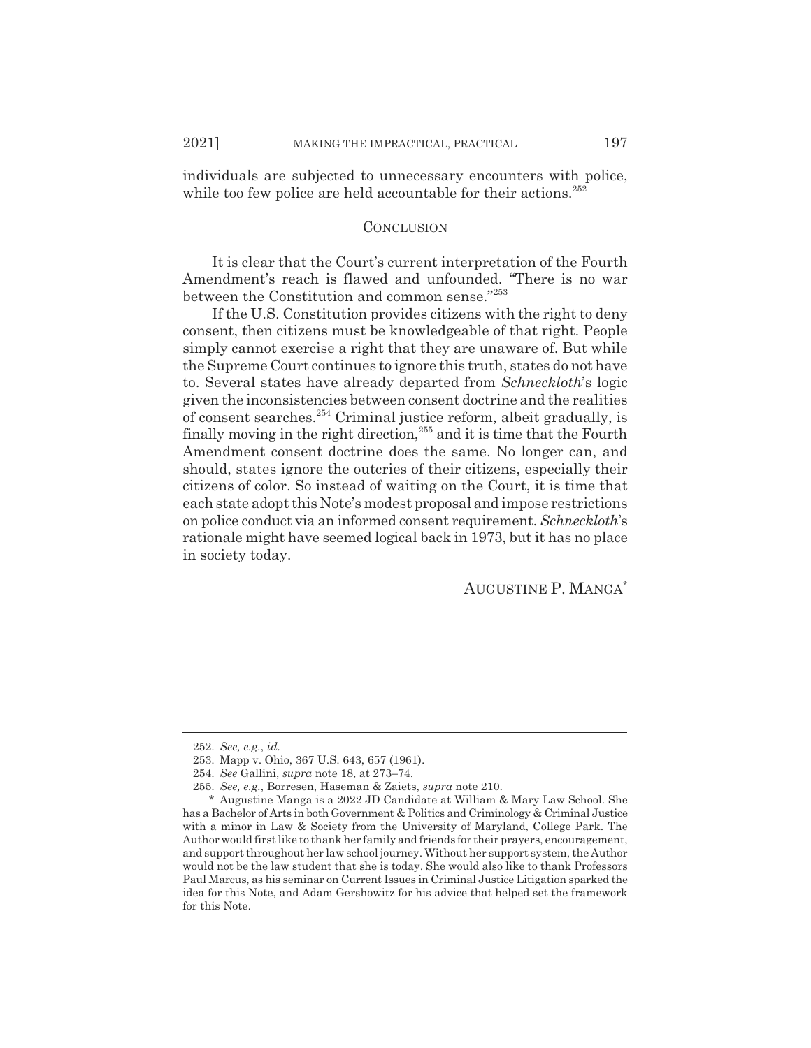individuals are subjected to unnecessary encounters with police, while too few police are held accountable for their actions.[252]

## CONCLUSION

It is clear that the Court's current interpretation of the Fourth Amendment's reach is flawed and unfounded. "There is no war between the Constitution and common sense."[253]

If the U.S. Constitution provides citizens with the right to deny consent, then citizens must be knowledgeable of that right. People simply cannot exercise a right that they are unaware of. But while the Supreme Court continues to ignore this truth, states do not have to. Several states have already departed from *Schneckloth*'s logic given the inconsistencies between consent doctrine and the realities of consent searches.[254] Criminal justice reform, albeit gradually, is finally moving in the right direction,[255] and it is time that the Fourth Amendment consent doctrine does the same. No longer can, and should, states ignore the outcries of their citizens, especially their citizens of color. So instead of waiting on the Court, it is time that each state adopt this Note's modest proposal and impose restrictions on police conduct via an informed consent requirement. *Schneckloth*'s rationale might have seemed logical back in 1973, but it has no place in society today.

AUGUSTINE P. MANGA*

---

252. *See, e.g.*, *id.*

253. Mapp v. Ohio, 367 U.S. 643, 657 (1961).

254. *See* Gallini, *supra* note 18, at 273–74.

255. *See, e.g.*, Borresen, Haseman & Zaiets, *supra* note 210.

\* Augustine Manga is a 2022 JD Candidate at William & Mary Law School. She has a Bachelor of Arts in both Government & Politics and Criminology & Criminal Justice with a minor in Law & Society from the University of Maryland, College Park. The Author would first like to thank her family and friends for their prayers, encouragement, and support throughout her law school journey. Without her support system, the Author would not be the law student that she is today. She would also like to thank Professors Paul Marcus, as his seminar on Current Issues in Criminal Justice Litigation sparked the idea for this Note, and Adam Gershowitz for his advice that helped set the framework for this Note.